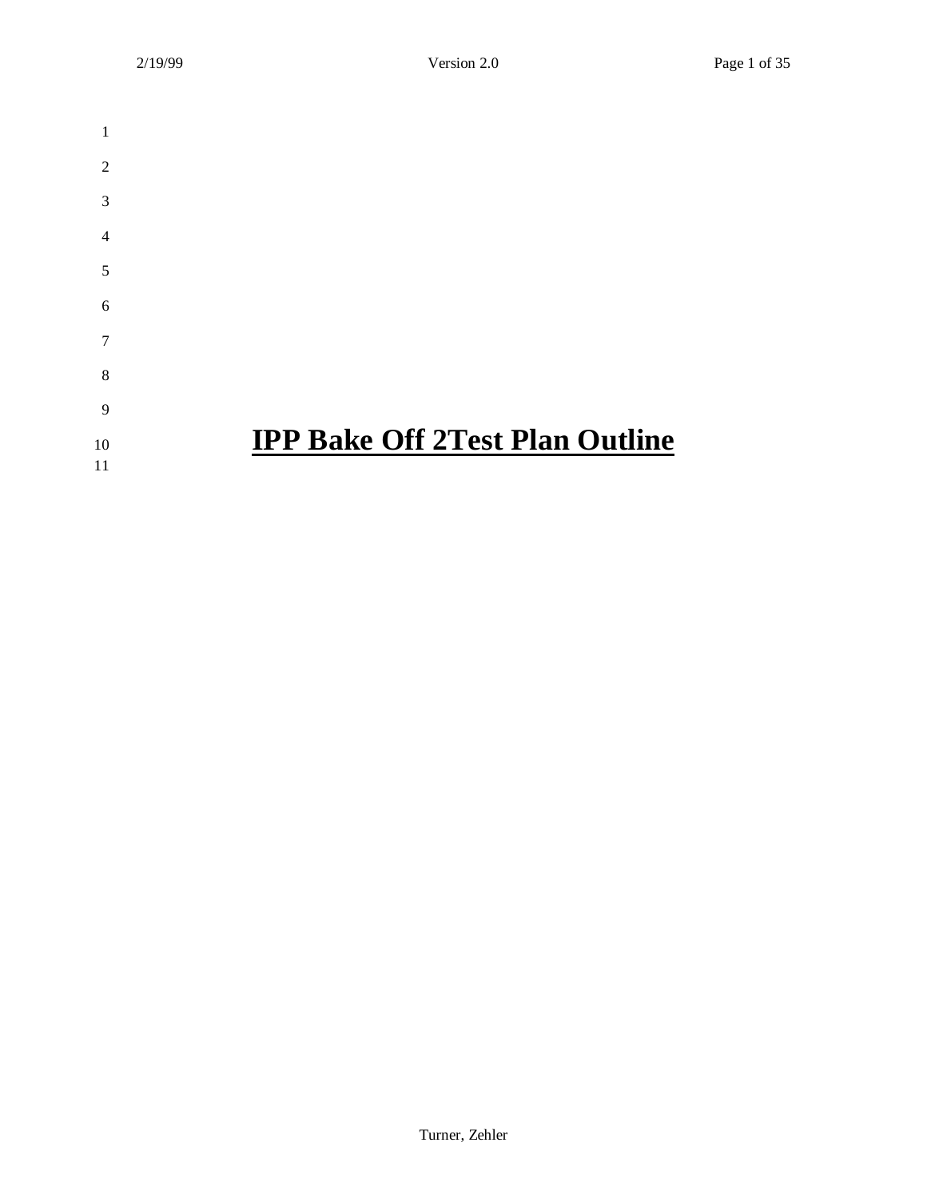# IPP Bake Off 2Test Plan Outline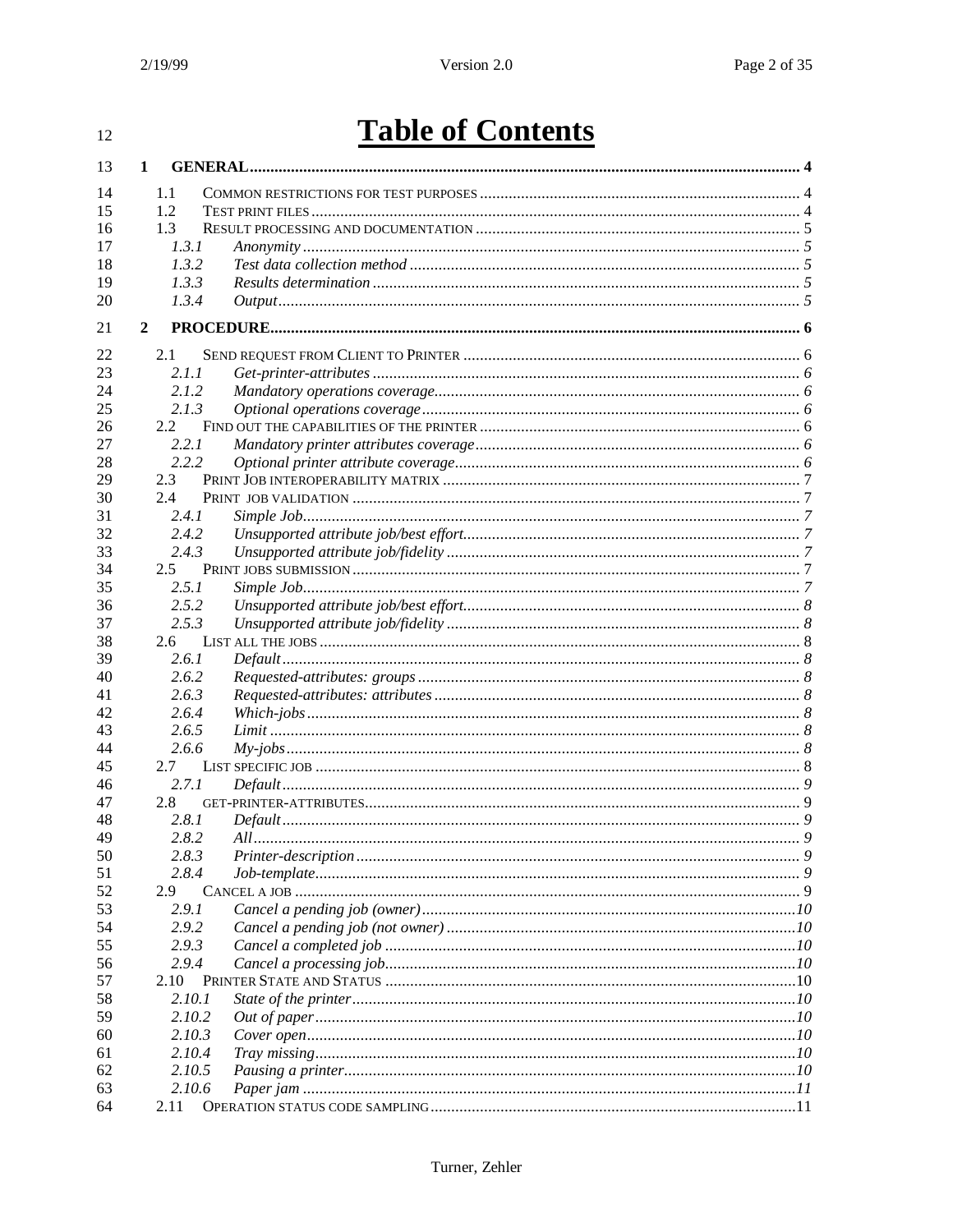# Table of Contents

**1 GENERAL ....... 4**

- 1.1 COMMON RESTRICTIONS FOR TEST PURPOSES ....... 4
- 1.2 TEST PRINT FILES ....... 4
- 1.3 RESULT PROCESSING AND DOCUMENTATION ....... 5
  - *1.3.1 Anonymity ....... 5*
  - *1.3.2 Test data collection method ....... 5*
  - *1.3.3 Results determination ....... 5*
  - *1.3.4 Output ....... 5*

**2 PROCEDURE ....... 6**

- 2.1 SEND REQUEST FROM CLIENT TO PRINTER ....... 6
  - *2.1.1 Get-printer-attributes ....... 6*
  - *2.1.2 Mandatory operations coverage ....... 6*
  - *2.1.3 Optional operations coverage ....... 6*
- 2.2 FIND OUT THE CAPABILITIES OF THE PRINTER ....... 6
  - *2.2.1 Mandatory printer attributes coverage ....... 6*
  - *2.2.2 Optional printer attribute coverage ....... 6*
- 2.3 PRINT JOB INTEROPERABILITY MATRIX ....... 7
- 2.4 PRINT JOB VALIDATION ....... 7
  - *2.4.1 Simple Job ....... 7*
  - *2.4.2 Unsupported attribute job/best effort ....... 7*
  - *2.4.3 Unsupported attribute job/fidelity ....... 7*
- 2.5 PRINT JOBS SUBMISSION ....... 7
  - *2.5.1 Simple Job ....... 7*
  - *2.5.2 Unsupported attribute job/best effort ....... 8*
  - *2.5.3 Unsupported attribute job/fidelity ....... 8*
- 2.6 LIST ALL THE JOBS ....... 8
  - *2.6.1 Default ....... 8*
  - *2.6.2 Requested-attributes: groups ....... 8*
  - *2.6.3 Requested-attributes: attributes ....... 8*
  - *2.6.4 Which-jobs ....... 8*
  - *2.6.5 Limit ....... 8*
  - *2.6.6 My-jobs ....... 8*
- 2.7 LIST SPECIFIC JOB ....... 8
  - *2.7.1 Default ....... 9*
- 2.8 GET-PRINTER-ATTRIBUTES ....... 9
  - *2.8.1 Default ....... 9*
  - *2.8.2 All ....... 9*
  - *2.8.3 Printer-description ....... 9*
  - *2.8.4 Job-template ....... 9*
- 2.9 CANCEL A JOB ....... 9
  - *2.9.1 Cancel a pending job (owner) ....... 10*
  - *2.9.2 Cancel a pending job (not owner) ....... 10*
  - *2.9.3 Cancel a completed job ....... 10*
  - *2.9.4 Cancel a processing job ....... 10*
- 2.10 PRINTER STATE AND STATUS ....... 10
  - *2.10.1 State of the printer ....... 10*
  - *2.10.2 Out of paper ....... 10*
  - *2.10.3 Cover open ....... 10*
  - *2.10.4 Tray missing ....... 10*
  - *2.10.5 Pausing a printer ....... 10*
  - *2.10.6 Paper jam ....... 11*
- 2.11 OPERATION STATUS CODE SAMPLING ....... 11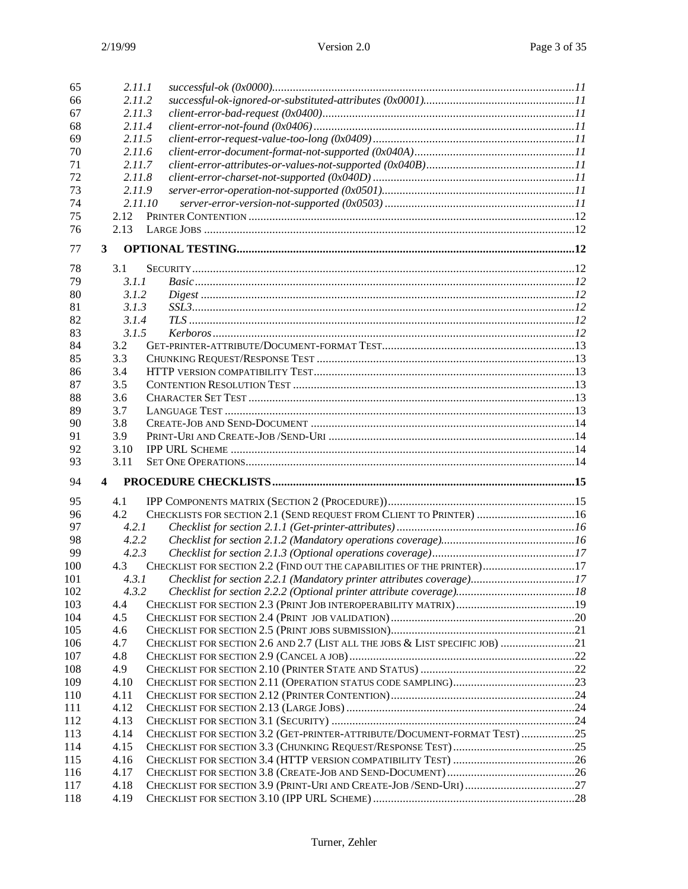65 *2.11.1 successful-ok (0x0000)......................................................................................................11*
66 *2.11.2 successful-ok-ignored-or-substituted-attributes (0x0001)...................................................11*
67 *2.11.3 client-error-bad-request (0x0400).....................................................................................11*
68 *2.11.4 client-error-not-found (0x0406)........................................................................................11*
69 *2.11.5 client-error-request-value-too-long (0x0409)......................................................................11*
70 *2.11.6 client-error-document-format-not-supported (0x040A).......................................................11*
71 *2.11.7 client-error-attributes-or-values-not-supported (0x040B)...................................................11*
72 *2.11.8 client-error-charset-not-supported (0x040D) .....................................................................11*
73 *2.11.9 server-error-operation-not-supported (0x0501).................................................................11*
74 *2.11.10 server-error-version-not-supported (0x0503) .................................................................11*
75 2.12 PRINTER CONTENTION ..............................................................................................................12
76 2.13 LARGE JOBS ..............................................................................................................................12
77 **3 OPTIONAL TESTING...................................................................................................................12**
78 3.1 SECURITY....................................................................................................................................12
79 *3.1.1 Basic.................................................................................................................................12*
80 *3.1.2 Digest ...............................................................................................................................12*
81 *3.1.3 SSL3..................................................................................................................................12*
82 *3.1.4 TLS ...................................................................................................................................12*
83 *3.1.5 Kerboros............................................................................................................................12*
84 3.2 GET-PRINTER-ATTRIBUTE/DOCUMENT-FORMAT TEST.................................................................13
85 3.3 CHUNKING REQUEST/RESPONSE TEST .......................................................................................13
86 3.4 HTTP VERSION COMPATIBILITY TEST........................................................................................13
87 3.5 CONTENTION RESOLUTION TEST ...............................................................................................13
88 3.6 CHARACTER SET TEST ..............................................................................................................13
89 3.7 LANGUAGE TEST ......................................................................................................................13
90 3.8 CREATE-JOB AND SEND-DOCUMENT .........................................................................................14
91 3.9 PRINT-URI AND CREATE-JOB /SEND-URI ...................................................................................14
92 3.10 IPP URL SCHEME ....................................................................................................................14
93 3.11 SET ONE OPERATIONS...............................................................................................................14
94 **4 PROCEDURE CHECKLISTS.......................................................................................................15**
95 4.1 IPP COMPONENTS MATRIX (SECTION 2 (PROCEDURE))...............................................................15
96 4.2 CHECKLISTS FOR SECTION 2.1 (SEND REQUEST FROM CLIENT TO PRINTER) ................................16
97 *4.2.1 Checklist for section 2.1.1 (Get-printer-attributes)............................................................16*
98 *4.2.2 Checklist for section 2.1.2 (Mandatory operations coverage).............................................16*
99 *4.2.3 Checklist for section 2.1.3 (Optional operations coverage)................................................17*
100 4.3 CHECKLIST FOR SECTION 2.2 (FIND OUT THE CAPABILITIES OF THE PRINTER)...............................17
101 *4.3.1 Checklist for section 2.2.1 (Mandatory printer attributes coverage)...................................17*
102 *4.3.2 Checklist for section 2.2.2 (Optional printer attribute coverage)........................................18*
103 4.4 CHECKLIST FOR SECTION 2.3 (PRINT JOB INTEROPERABILITY MATRIX)........................................19
104 4.5 CHECKLIST FOR SECTION 2.4 (PRINT JOB VALIDATION)..............................................................20
105 4.6 CHECKLIST FOR SECTION 2.5 (PRINT JOBS SUBMISSION)..............................................................21
106 4.7 CHECKLIST FOR SECTION 2.6 AND 2.7 (LIST ALL THE JOBS & LIST SPECIFIC JOB) .........................21
107 4.8 CHECKLIST FOR SECTION 2.9 (CANCEL A JOB)............................................................................22
108 4.9 CHECKLIST FOR SECTION 2.10 (PRINTER STATE AND STATUS) ....................................................22
109 4.10 CHECKLIST FOR SECTION 2.11 (OPERATION STATUS CODE SAMPLING).........................................23
110 4.11 CHECKLIST FOR SECTION 2.12 (PRINTER CONTENTION)..............................................................24
111 4.12 CHECKLIST FOR SECTION 2.13 (LARGE JOBS) .............................................................................24
112 4.13 CHECKLIST FOR SECTION 3.1 (SECURITY) ..................................................................................24
113 4.14 CHECKLIST FOR SECTION 3.2 (GET-PRINTER-ATTRIBUTE/DOCUMENT-FORMAT TEST) ..................25
114 4.15 CHECKLIST FOR SECTION 3.3 (CHUNKING REQUEST/RESPONSE TEST).........................................25
115 4.16 CHECKLIST FOR SECTION 3.4 (HTTP VERSION COMPATIBILITY TEST) .........................................26
116 4.17 CHECKLIST FOR SECTION 3.8 (CREATE-JOB AND SEND-DOCUMENT)...........................................26
117 4.18 CHECKLIST FOR SECTION 3.9 (PRINT-URI AND CREATE-JOB /SEND-URI).....................................27
118 4.19 CHECKLIST FOR SECTION 3.10 (IPP URL SCHEME)....................................................................28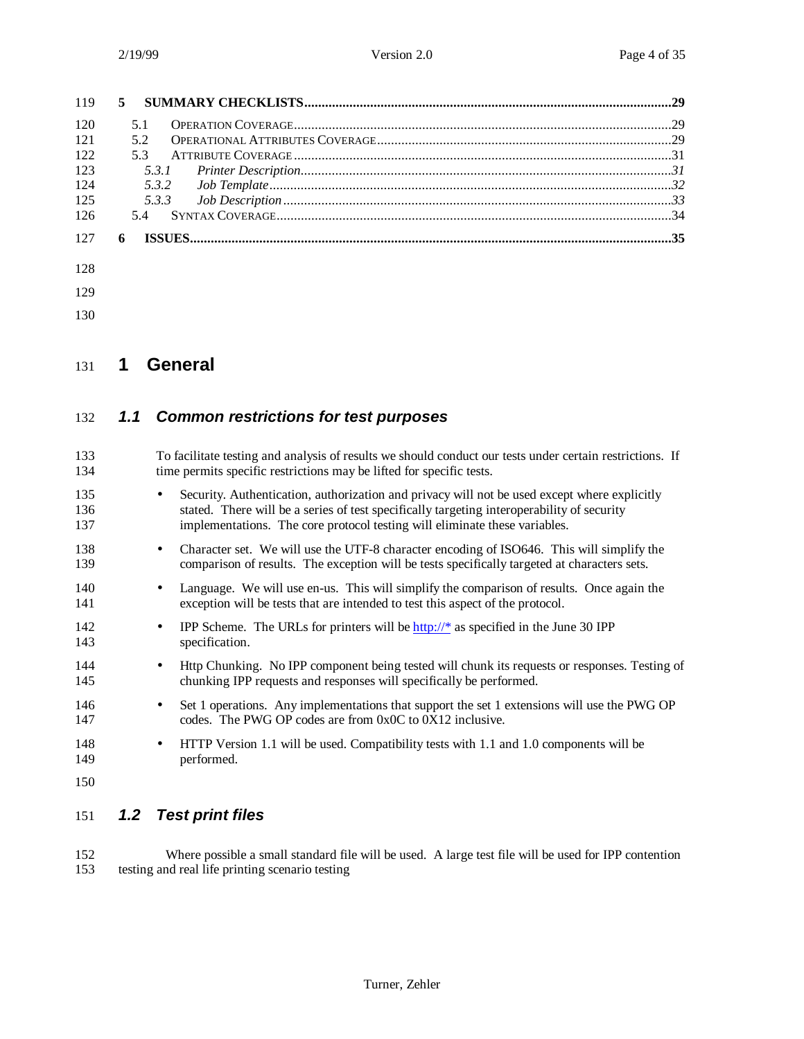5 SUMMARY CHECKLISTS ......29

- 5.1 OPERATION COVERAGE ......29
- 5.2 OPERATIONAL ATTRIBUTES COVERAGE ......29
- 5.3 ATTRIBUTE COVERAGE ......31
  - *5.3.1 Printer Description ......31*
  - *5.3.2 Job Template ......32*
  - *5.3.3 Job Description ......33*
- 5.4 SYNTAX COVERAGE ......34

6 ISSUES ......35

# 1 General

## *1.1 Common restrictions for test purposes*

To facilitate testing and analysis of results we should conduct our tests under certain restrictions. If time permits specific restrictions may be lifted for specific tests.

- Security. Authentication, authorization and privacy will not be used except where explicitly stated. There will be a series of test specifically targeting interoperability of security implementations. The core protocol testing will eliminate these variables.
- Character set. We will use the UTF-8 character encoding of ISO646. This will simplify the comparison of results. The exception will be tests specifically targeted at characters sets.
- Language. We will use en-us. This will simplify the comparison of results. Once again the exception will be tests that are intended to test this aspect of the protocol.
- IPP Scheme. The URLs for printers will be http://* as specified in the June 30 IPP specification.
- Http Chunking. No IPP component being tested will chunk its requests or responses. Testing of chunking IPP requests and responses will specifically be performed.
- Set 1 operations. Any implementations that support the set 1 extensions will use the PWG OP codes. The PWG OP codes are from 0x0C to 0X12 inclusive.
- HTTP Version 1.1 will be used. Compatibility tests with 1.1 and 1.0 components will be performed.

## *1.2 Test print files*

Where possible a small standard file will be used. A large test file will be used for IPP contention testing and real life printing scenario testing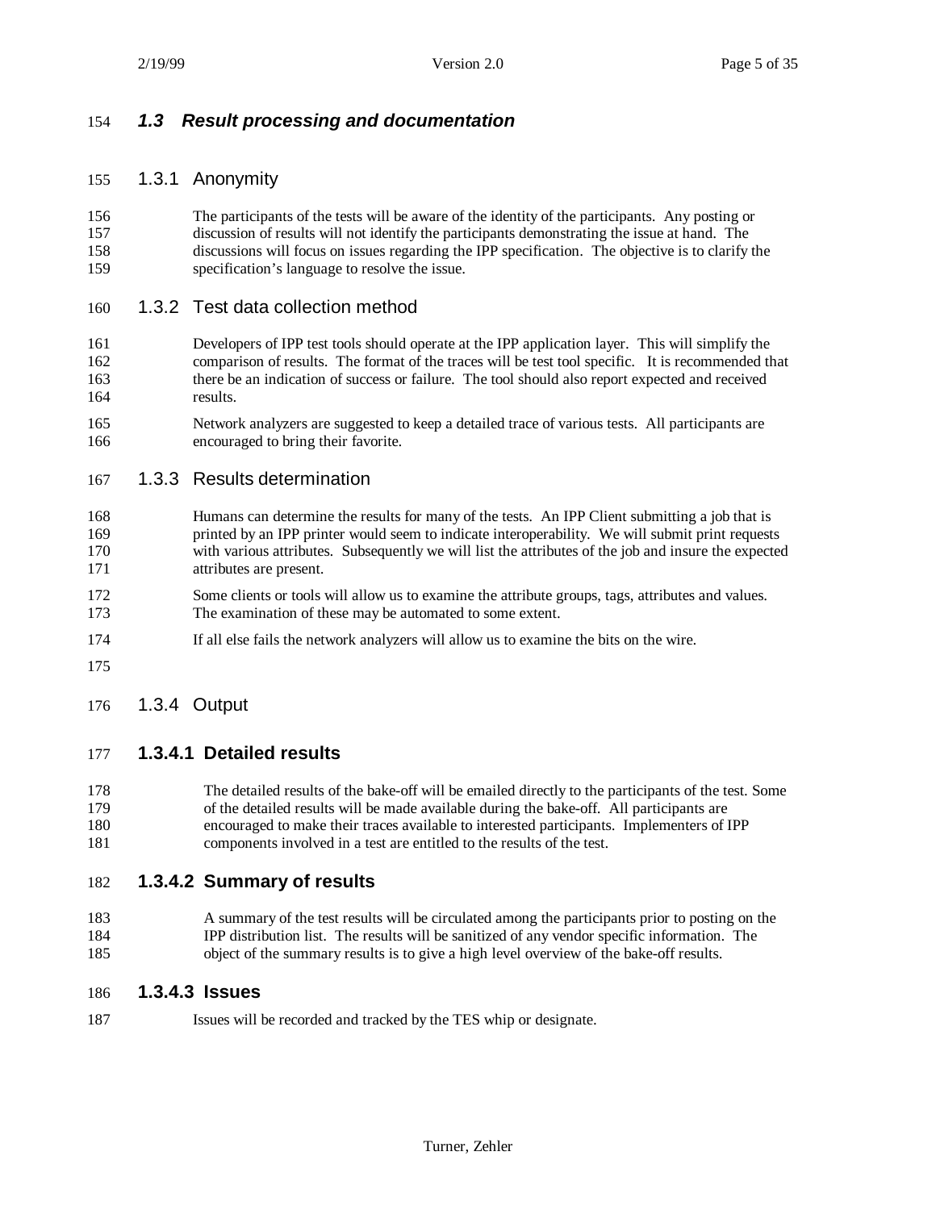## *1.3 Result processing and documentation*

### 1.3.1 Anonymity

The participants of the tests will be aware of the identity of the participants. Any posting or discussion of results will not identify the participants demonstrating the issue at hand. The discussions will focus on issues regarding the IPP specification. The objective is to clarify the specification's language to resolve the issue.

### 1.3.2 Test data collection method

Developers of IPP test tools should operate at the IPP application layer. This will simplify the comparison of results. The format of the traces will be test tool specific. It is recommended that there be an indication of success or failure. The tool should also report expected and received results.

Network analyzers are suggested to keep a detailed trace of various tests. All participants are encouraged to bring their favorite.

### 1.3.3 Results determination

Humans can determine the results for many of the tests. An IPP Client submitting a job that is printed by an IPP printer would seem to indicate interoperability. We will submit print requests with various attributes. Subsequently we will list the attributes of the job and insure the expected attributes are present.

Some clients or tools will allow us to examine the attribute groups, tags, attributes and values. The examination of these may be automated to some extent.

If all else fails the network analyzers will allow us to examine the bits on the wire.

### 1.3.4 Output

#### 1.3.4.1 Detailed results

The detailed results of the bake-off will be emailed directly to the participants of the test. Some of the detailed results will be made available during the bake-off. All participants are encouraged to make their traces available to interested participants. Implementers of IPP components involved in a test are entitled to the results of the test.

#### 1.3.4.2 Summary of results

A summary of the test results will be circulated among the participants prior to posting on the IPP distribution list. The results will be sanitized of any vendor specific information. The object of the summary results is to give a high level overview of the bake-off results.

#### 1.3.4.3 Issues

Issues will be recorded and tracked by the TES whip or designate.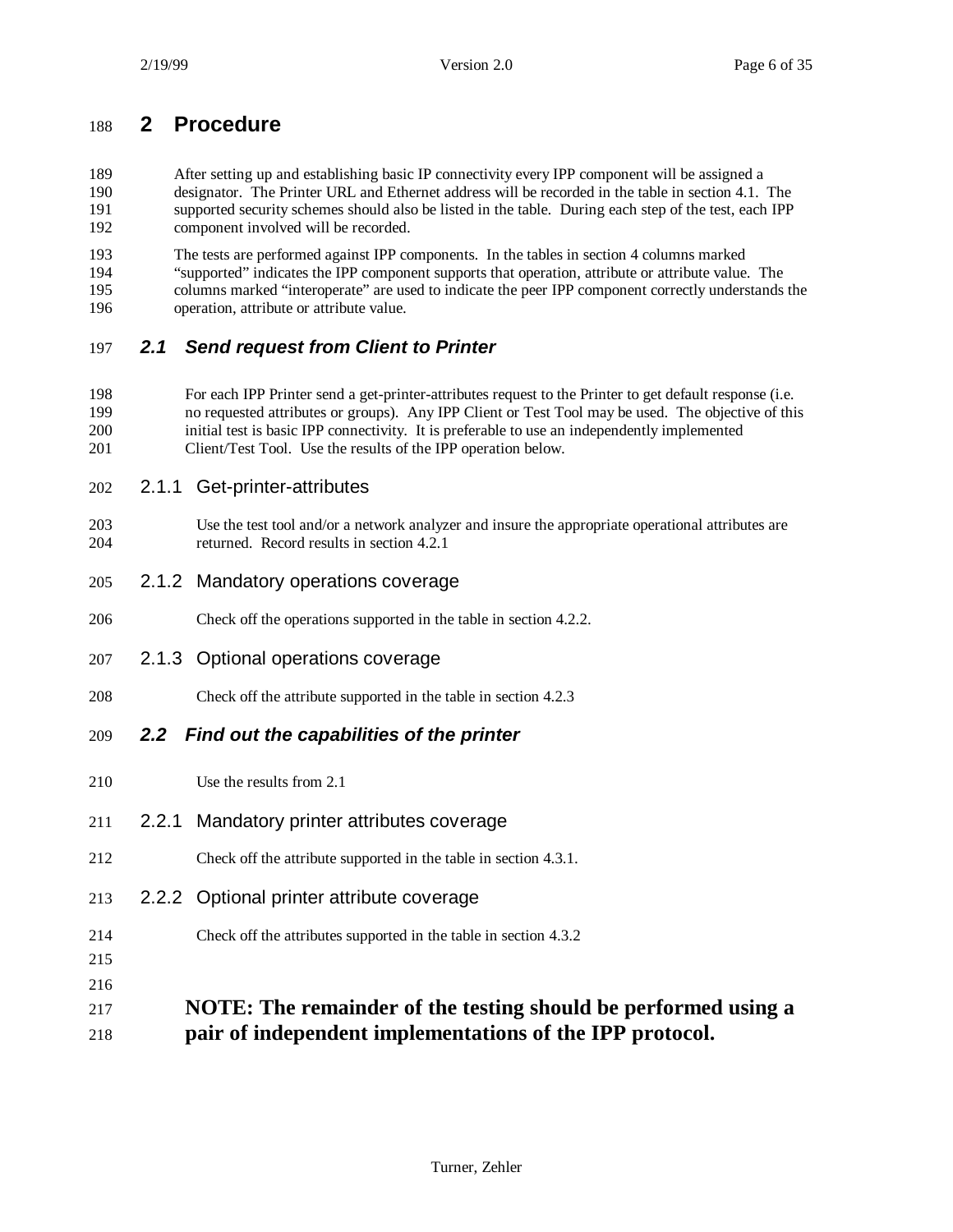# 2 Procedure

After setting up and establishing basic IP connectivity every IPP component will be assigned a designator. The Printer URL and Ethernet address will be recorded in the table in section 4.1. The supported security schemes should also be listed in the table. During each step of the test, each IPP component involved will be recorded.

The tests are performed against IPP components. In the tables in section 4 columns marked "supported" indicates the IPP component supports that operation, attribute or attribute value. The columns marked "interoperate" are used to indicate the peer IPP component correctly understands the operation, attribute or attribute value.

## *2.1 Send request from Client to Printer*

For each IPP Printer send a get-printer-attributes request to the Printer to get default response (i.e. no requested attributes or groups). Any IPP Client or Test Tool may be used. The objective of this initial test is basic IPP connectivity. It is preferable to use an independently implemented Client/Test Tool. Use the results of the IPP operation below.

### 2.1.1 Get-printer-attributes

Use the test tool and/or a network analyzer and insure the appropriate operational attributes are returned. Record results in section 4.2.1

### 2.1.2 Mandatory operations coverage

Check off the operations supported in the table in section 4.2.2.

### 2.1.3 Optional operations coverage

Check off the attribute supported in the table in section 4.2.3

## *2.2 Find out the capabilities of the printer*

Use the results from 2.1

### 2.2.1 Mandatory printer attributes coverage

Check off the attribute supported in the table in section 4.3.1.

### 2.2.2 Optional printer attribute coverage

Check off the attributes supported in the table in section 4.3.2

**NOTE: The remainder of the testing should be performed using a pair of independent implementations of the IPP protocol.**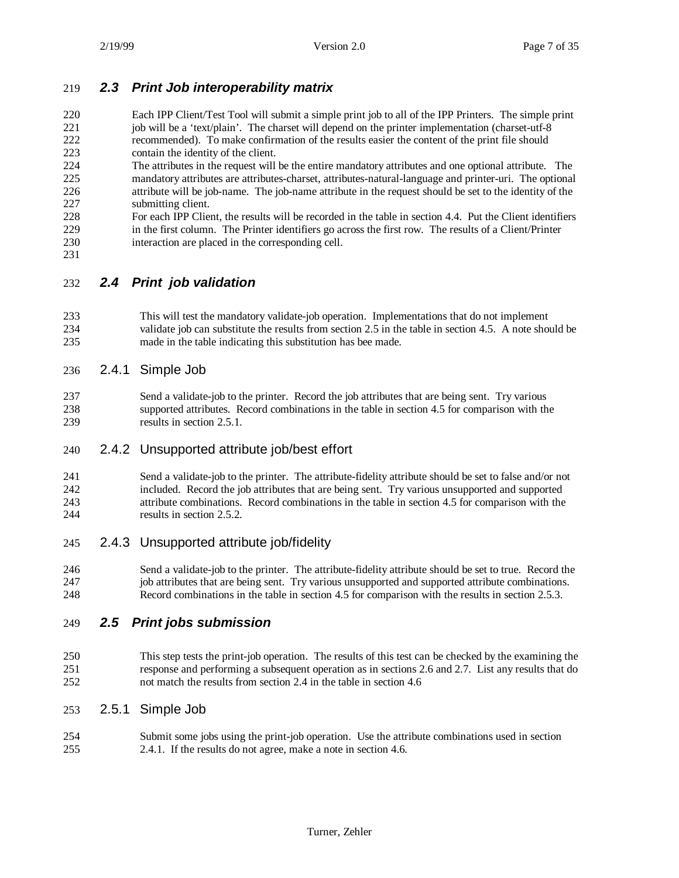## 2.3 Print Job interoperability matrix

Each IPP Client/Test Tool will submit a simple print job to all of the IPP Printers. The simple print job will be a 'text/plain'. The charset will depend on the printer implementation (charset-utf-8 recommended). To make confirmation of the results easier the content of the print file should contain the identity of the client.

The attributes in the request will be the entire mandatory attributes and one optional attribute. The mandatory attributes are attributes-charset, attributes-natural-language and printer-uri. The optional attribute will be job-name. The job-name attribute in the request should be set to the identity of the submitting client.

For each IPP Client, the results will be recorded in the table in section 4.4. Put the Client identifiers in the first column. The Printer identifiers go across the first row. The results of a Client/Printer interaction are placed in the corresponding cell.

## 2.4 Print job validation

This will test the mandatory validate-job operation. Implementations that do not implement validate job can substitute the results from section 2.5 in the table in section 4.5. A note should be made in the table indicating this substitution has bee made.

### 2.4.1 Simple Job

Send a validate-job to the printer. Record the job attributes that are being sent. Try various supported attributes. Record combinations in the table in section 4.5 for comparison with the results in section 2.5.1.

### 2.4.2 Unsupported attribute job/best effort

Send a validate-job to the printer. The attribute-fidelity attribute should be set to false and/or not included. Record the job attributes that are being sent. Try various unsupported and supported attribute combinations. Record combinations in the table in section 4.5 for comparison with the results in section 2.5.2.

### 2.4.3 Unsupported attribute job/fidelity

Send a validate-job to the printer. The attribute-fidelity attribute should be set to true. Record the job attributes that are being sent. Try various unsupported and supported attribute combinations. Record combinations in the table in section 4.5 for comparison with the results in section 2.5.3.

## 2.5 Print jobs submission

This step tests the print-job operation. The results of this test can be checked by the examining the response and performing a subsequent operation as in sections 2.6 and 2.7. List any results that do not match the results from section 2.4 in the table in section 4.6

### 2.5.1 Simple Job

Submit some jobs using the print-job operation. Use the attribute combinations used in section 2.4.1. If the results do not agree, make a note in section 4.6.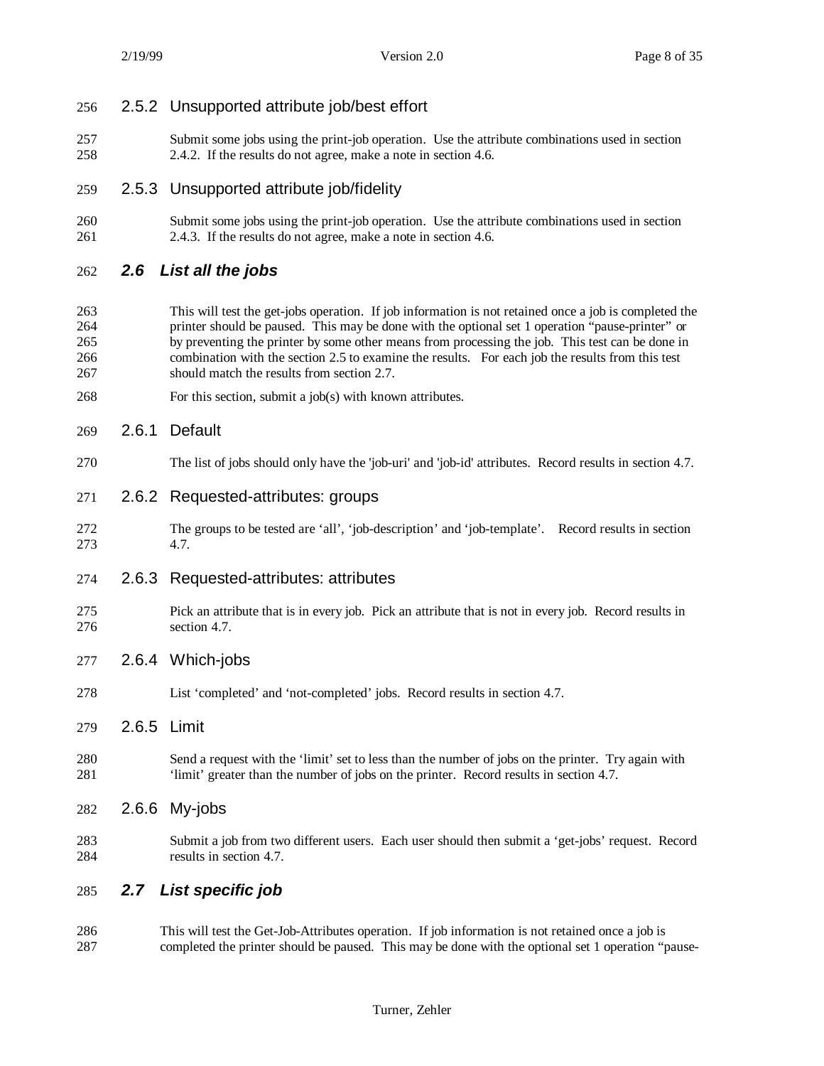### 2.5.2 Unsupported attribute job/best effort

Submit some jobs using the print-job operation. Use the attribute combinations used in section 2.4.2. If the results do not agree, make a note in section 4.6.

### 2.5.3 Unsupported attribute job/fidelity

Submit some jobs using the print-job operation. Use the attribute combinations used in section 2.4.3. If the results do not agree, make a note in section 4.6.

## *2.6 List all the jobs*

This will test the get-jobs operation. If job information is not retained once a job is completed the printer should be paused. This may be done with the optional set 1 operation "pause-printer" or by preventing the printer by some other means from processing the job. This test can be done in combination with the section 2.5 to examine the results. For each job the results from this test should match the results from section 2.7.

For this section, submit a job(s) with known attributes.

### 2.6.1 Default

The list of jobs should only have the 'job-uri' and 'job-id' attributes. Record results in section 4.7.

### 2.6.2 Requested-attributes: groups

The groups to be tested are 'all', 'job-description' and 'job-template'. Record results in section 4.7.

### 2.6.3 Requested-attributes: attributes

Pick an attribute that is in every job. Pick an attribute that is not in every job. Record results in section 4.7.

### 2.6.4 Which-jobs

List 'completed' and 'not-completed' jobs. Record results in section 4.7.

### 2.6.5 Limit

Send a request with the 'limit' set to less than the number of jobs on the printer. Try again with 'limit' greater than the number of jobs on the printer. Record results in section 4.7.

### 2.6.6 My-jobs

Submit a job from two different users. Each user should then submit a 'get-jobs' request. Record results in section 4.7.

## *2.7 List specific job*

This will test the Get-Job-Attributes operation. If job information is not retained once a job is completed the printer should be paused. This may be done with the optional set 1 operation "pause-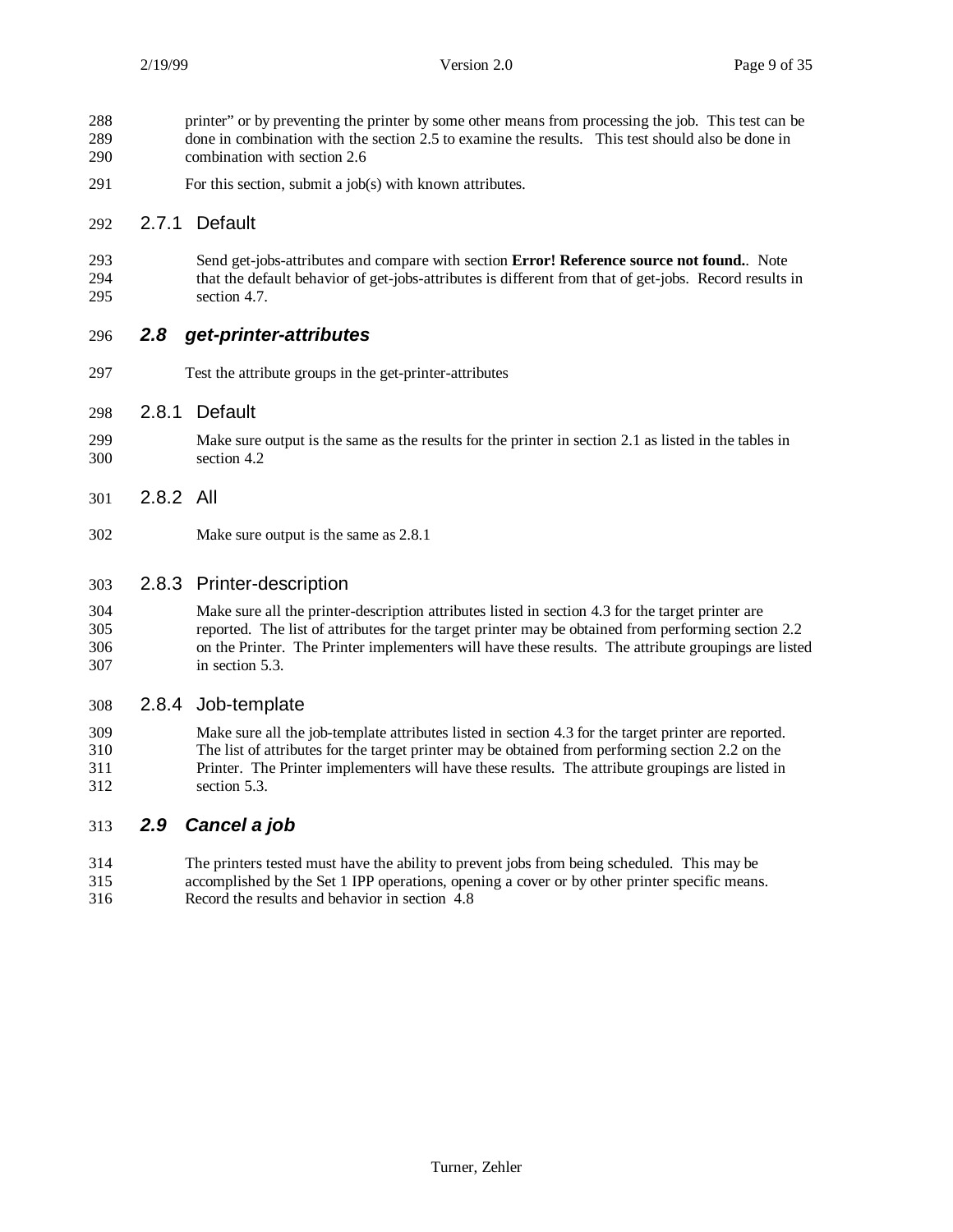printer" or by preventing the printer by some other means from processing the job. This test can be done in combination with the section 2.5 to examine the results. This test should also be done in combination with section 2.6

For this section, submit a job(s) with known attributes.

### 2.7.1 Default

Send get-jobs-attributes and compare with section **Error! Reference source not found.**. Note that the default behavior of get-jobs-attributes is different from that of get-jobs. Record results in section 4.7.

## *2.8 get-printer-attributes*

Test the attribute groups in the get-printer-attributes

### 2.8.1 Default

Make sure output is the same as the results for the printer in section 2.1 as listed in the tables in section 4.2

### 2.8.2 All

Make sure output is the same as 2.8.1

### 2.8.3 Printer-description

Make sure all the printer-description attributes listed in section 4.3 for the target printer are reported. The list of attributes for the target printer may be obtained from performing section 2.2 on the Printer. The Printer implementers will have these results. The attribute groupings are listed in section 5.3.

### 2.8.4 Job-template

Make sure all the job-template attributes listed in section 4.3 for the target printer are reported. The list of attributes for the target printer may be obtained from performing section 2.2 on the Printer. The Printer implementers will have these results. The attribute groupings are listed in section 5.3.

## *2.9 Cancel a job*

The printers tested must have the ability to prevent jobs from being scheduled. This may be accomplished by the Set 1 IPP operations, opening a cover or by other printer specific means. Record the results and behavior in section 4.8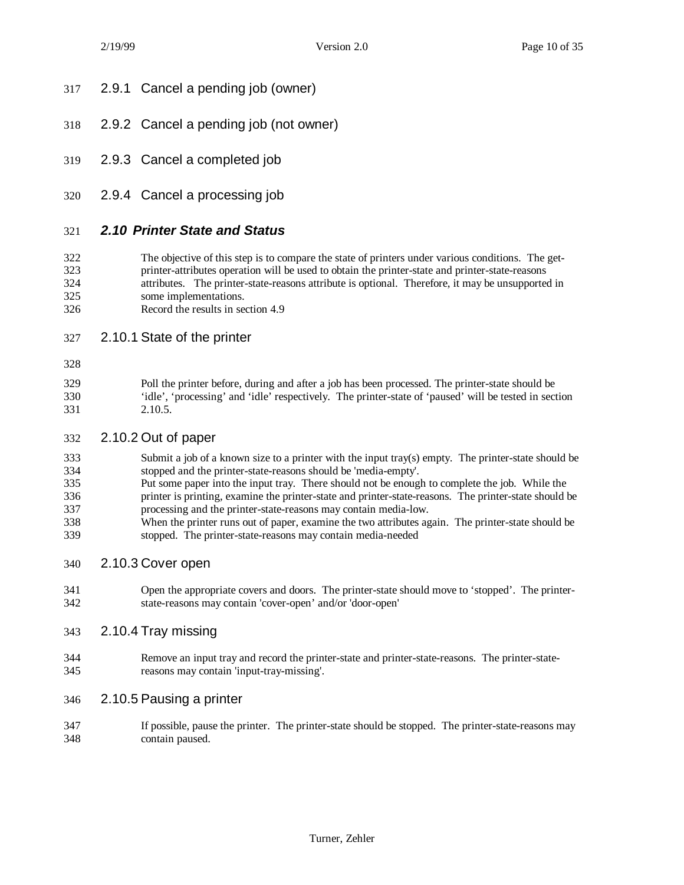### 2.9.1 Cancel a pending job (owner)

### 2.9.2 Cancel a pending job (not owner)

### 2.9.3 Cancel a completed job

### 2.9.4 Cancel a processing job

## *2.10 Printer State and Status*

The objective of this step is to compare the state of printers under various conditions. The get-printer-attributes operation will be used to obtain the printer-state and printer-state-reasons attributes. The printer-state-reasons attribute is optional. Therefore, it may be unsupported in some implementations.
Record the results in section 4.9

### 2.10.1 State of the printer

Poll the printer before, during and after a job has been processed. The printer-state should be 'idle', 'processing' and 'idle' respectively. The printer-state of 'paused' will be tested in section 2.10.5.

### 2.10.2 Out of paper

Submit a job of a known size to a printer with the input tray(s) empty. The printer-state should be stopped and the printer-state-reasons should be 'media-empty'.
Put some paper into the input tray. There should not be enough to complete the job. While the printer is printing, examine the printer-state and printer-state-reasons. The printer-state should be processing and the printer-state-reasons may contain media-low.
When the printer runs out of paper, examine the two attributes again. The printer-state should be stopped. The printer-state-reasons may contain media-needed

### 2.10.3 Cover open

Open the appropriate covers and doors. The printer-state should move to 'stopped'. The printer-state-reasons may contain 'cover-open' and/or 'door-open'

### 2.10.4 Tray missing

Remove an input tray and record the printer-state and printer-state-reasons. The printer-state-reasons may contain 'input-tray-missing'.

### 2.10.5 Pausing a printer

If possible, pause the printer. The printer-state should be stopped. The printer-state-reasons may contain paused.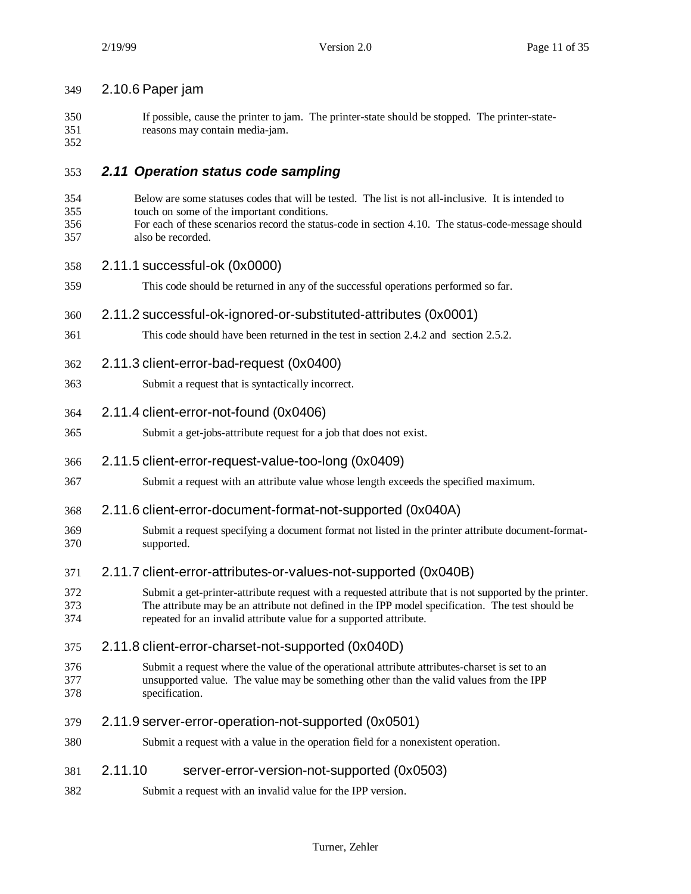#### 2.10.6 Paper jam

If possible, cause the printer to jam. The printer-state should be stopped. The printer-state-reasons may contain media-jam.

### 2.11 Operation status code sampling

Below are some statuses codes that will be tested. The list is not all-inclusive. It is intended to touch on some of the important conditions.
For each of these scenarios record the status-code in section 4.10. The status-code-message should also be recorded.

#### 2.11.1 successful-ok (0x0000)

This code should be returned in any of the successful operations performed so far.

#### 2.11.2 successful-ok-ignored-or-substituted-attributes (0x0001)

This code should have been returned in the test in section 2.4.2 and section 2.5.2.

#### 2.11.3 client-error-bad-request (0x0400)

Submit a request that is syntactically incorrect.

#### 2.11.4 client-error-not-found (0x0406)

Submit a get-jobs-attribute request for a job that does not exist.

#### 2.11.5 client-error-request-value-too-long (0x0409)

Submit a request with an attribute value whose length exceeds the specified maximum.

#### 2.11.6 client-error-document-format-not-supported (0x040A)

Submit a request specifying a document format not listed in the printer attribute document-format-supported.

#### 2.11.7 client-error-attributes-or-values-not-supported (0x040B)

Submit a get-printer-attribute request with a requested attribute that is not supported by the printer. The attribute may be an attribute not defined in the IPP model specification. The test should be repeated for an invalid attribute value for a supported attribute.

#### 2.11.8 client-error-charset-not-supported (0x040D)

Submit a request where the value of the operational attribute attributes-charset is set to an unsupported value. The value may be something other than the valid values from the IPP specification.

#### 2.11.9 server-error-operation-not-supported (0x0501)

Submit a request with a value in the operation field for a nonexistent operation.

#### 2.11.10 server-error-version-not-supported (0x0503)

Submit a request with an invalid value for the IPP version.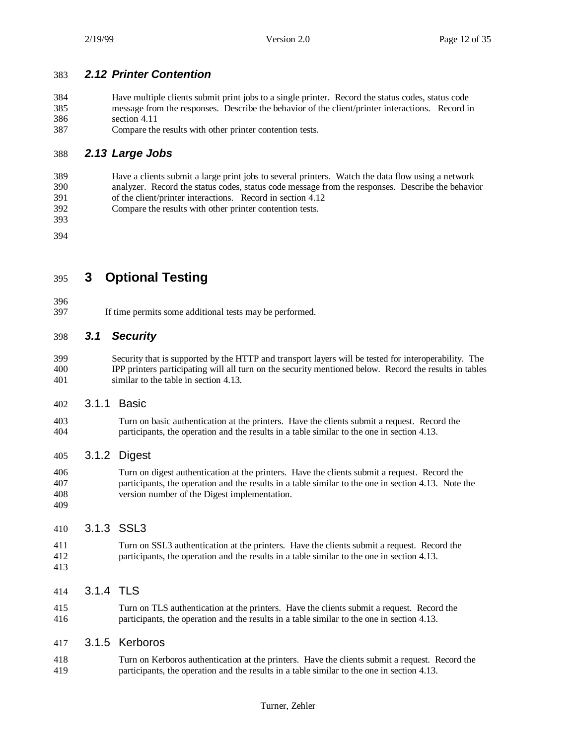### 2.12 Printer Contention

Have multiple clients submit print jobs to a single printer. Record the status codes, status code message from the responses. Describe the behavior of the client/printer interactions. Record in section 4.11

Compare the results with other printer contention tests.

### 2.13 Large Jobs

Have a clients submit a large print jobs to several printers. Watch the data flow using a network analyzer. Record the status codes, status code message from the responses. Describe the behavior of the client/printer interactions. Record in section 4.12

Compare the results with other printer contention tests.

# 3 Optional Testing

If time permits some additional tests may be performed.

## 3.1 Security

Security that is supported by the HTTP and transport layers will be tested for interoperability. The IPP printers participating will all turn on the security mentioned below. Record the results in tables similar to the table in section 4.13.

### 3.1.1 Basic

Turn on basic authentication at the printers. Have the clients submit a request. Record the participants, the operation and the results in a table similar to the one in section 4.13.

### 3.1.2 Digest

Turn on digest authentication at the printers. Have the clients submit a request. Record the participants, the operation and the results in a table similar to the one in section 4.13. Note the version number of the Digest implementation.

### 3.1.3 SSL3

Turn on SSL3 authentication at the printers. Have the clients submit a request. Record the participants, the operation and the results in a table similar to the one in section 4.13.

### 3.1.4 TLS

Turn on TLS authentication at the printers. Have the clients submit a request. Record the participants, the operation and the results in a table similar to the one in section 4.13.

### 3.1.5 Kerboros

Turn on Kerboros authentication at the printers. Have the clients submit a request. Record the participants, the operation and the results in a table similar to the one in section 4.13.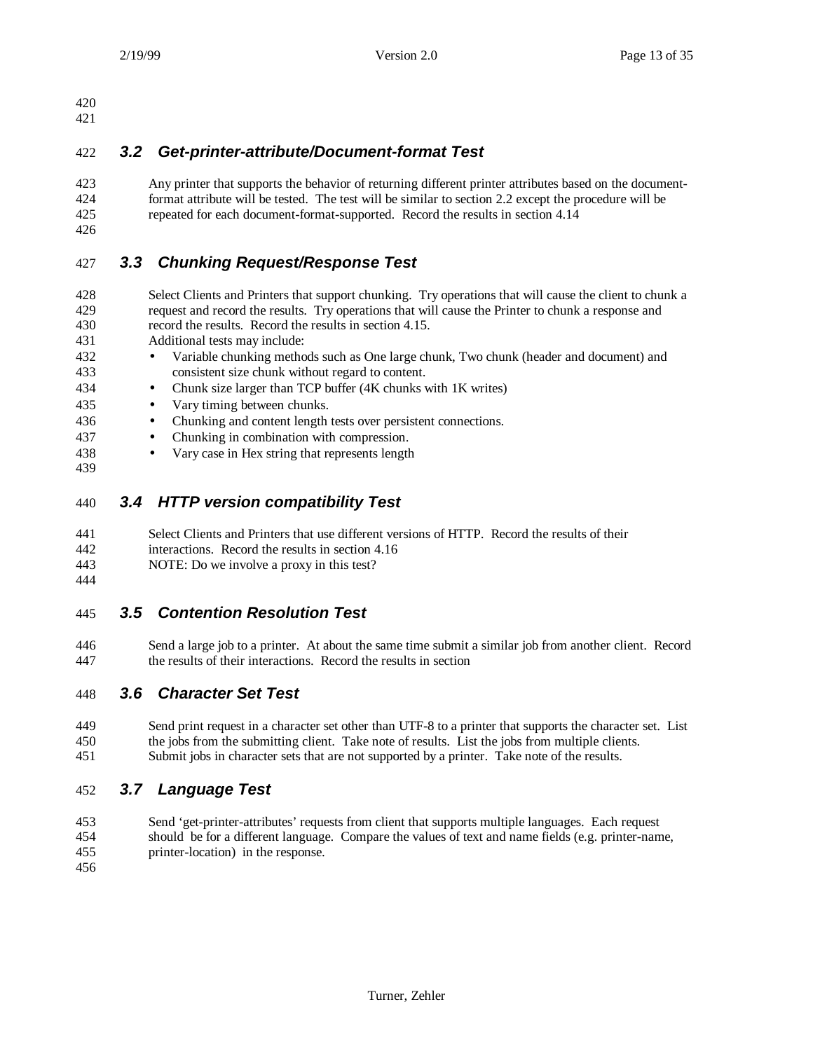### 3.2 Get-printer-attribute/Document-format Test

Any printer that supports the behavior of returning different printer attributes based on the document-format attribute will be tested. The test will be similar to section 2.2 except the procedure will be repeated for each document-format-supported. Record the results in section 4.14

### 3.3 Chunking Request/Response Test

Select Clients and Printers that support chunking. Try operations that will cause the client to chunk a request and record the results. Try operations that will cause the Printer to chunk a response and record the results. Record the results in section 4.15.

Additional tests may include:

- Variable chunking methods such as One large chunk, Two chunk (header and document) and consistent size chunk without regard to content.
- Chunk size larger than TCP buffer (4K chunks with 1K writes)
- Vary timing between chunks.
- Chunking and content length tests over persistent connections.
- Chunking in combination with compression.
- Vary case in Hex string that represents length

### 3.4 HTTP version compatibility Test

Select Clients and Printers that use different versions of HTTP. Record the results of their interactions. Record the results in section 4.16

NOTE: Do we involve a proxy in this test?

### 3.5 Contention Resolution Test

Send a large job to a printer. At about the same time submit a similar job from another client. Record the results of their interactions. Record the results in section

### 3.6 Character Set Test

Send print request in a character set other than UTF-8 to a printer that supports the character set. List the jobs from the submitting client. Take note of results. List the jobs from multiple clients. Submit jobs in character sets that are not supported by a printer. Take note of the results.

### 3.7 Language Test

Send 'get-printer-attributes' requests from client that supports multiple languages. Each request should be for a different language. Compare the values of text and name fields (e.g. printer-name, printer-location) in the response.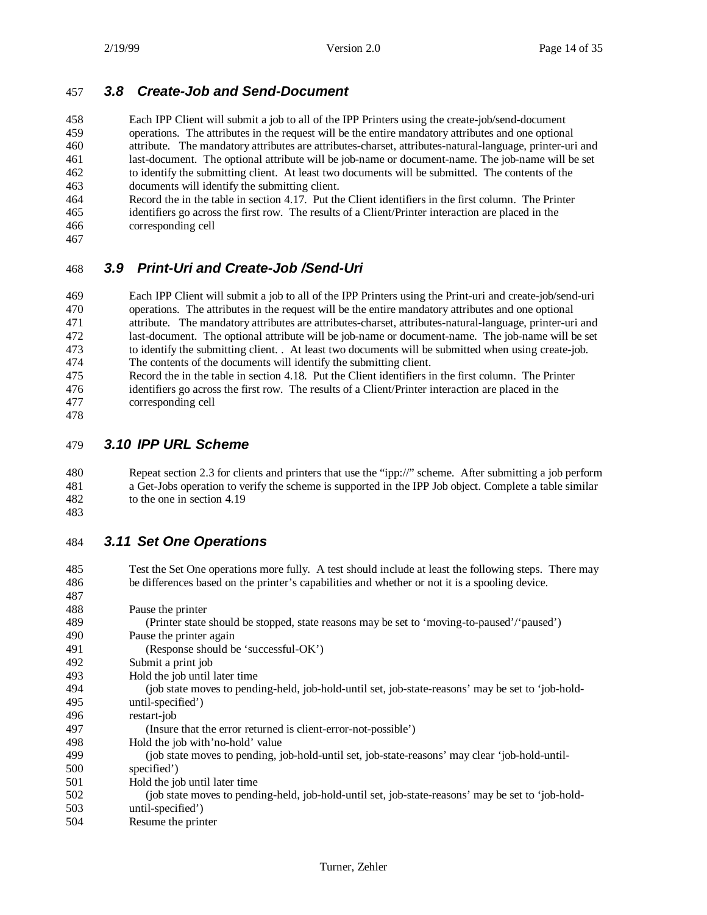### *3.8 Create-Job and Send-Document*

Each IPP Client will submit a job to all of the IPP Printers using the create-job/send-document operations. The attributes in the request will be the entire mandatory attributes and one optional attribute. The mandatory attributes are attributes-charset, attributes-natural-language, printer-uri and last-document. The optional attribute will be job-name or document-name. The job-name will be set to identify the submitting client. At least two documents will be submitted. The contents of the documents will identify the submitting client.
Record the in the table in section 4.17. Put the Client identifiers in the first column. The Printer identifiers go across the first row. The results of a Client/Printer interaction are placed in the corresponding cell

### *3.9 Print-Uri and Create-Job /Send-Uri*

Each IPP Client will submit a job to all of the IPP Printers using the Print-uri and create-job/send-uri operations. The attributes in the request will be the entire mandatory attributes and one optional attribute. The mandatory attributes are attributes-charset, attributes-natural-language, printer-uri and last-document. The optional attribute will be job-name or document-name. The job-name will be set to identify the submitting client. . At least two documents will be submitted when using create-job. The contents of the documents will identify the submitting client.
Record the in the table in section 4.18. Put the Client identifiers in the first column. The Printer identifiers go across the first row. The results of a Client/Printer interaction are placed in the corresponding cell

### *3.10 IPP URL Scheme*

Repeat section 2.3 for clients and printers that use the "ipp://" scheme. After submitting a job perform a Get-Jobs operation to verify the scheme is supported in the IPP Job object. Complete a table similar to the one in section 4.19

### *3.11 Set One Operations*

Test the Set One operations more fully. A test should include at least the following steps. There may be differences based on the printer's capabilities and whether or not it is a spooling device.

Pause the printer
    (Printer state should be stopped, state reasons may be set to 'moving-to-paused'/'paused')
Pause the printer again
    (Response should be 'successful-OK')
Submit a print job
Hold the job until later time
    (job state moves to pending-held, job-hold-until set, job-state-reasons' may be set to 'job-hold-until-specified')
restart-job
    (Insure that the error returned is client-error-not-possible')
Hold the job with'no-hold' value
    (job state moves to pending, job-hold-until set, job-state-reasons' may clear 'job-hold-until-specified')
Hold the job until later time
    (job state moves to pending-held, job-hold-until set, job-state-reasons' may be set to 'job-hold-until-specified')
Resume the printer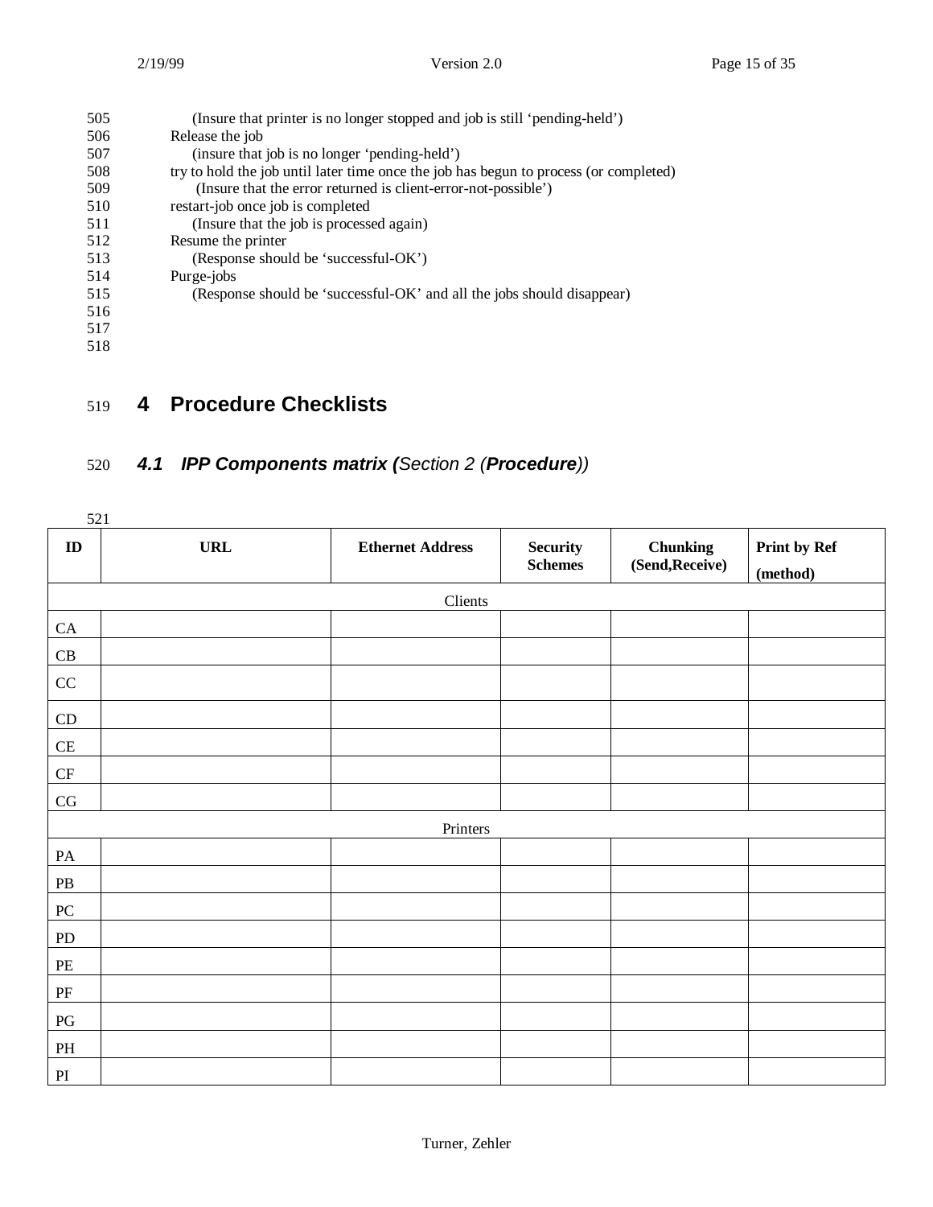(Insure that printer is no longer stopped and job is still 'pending-held')

Release the job

(insure that job is no longer 'pending-held')

try to hold the job until later time once the job has begun to process (or completed)

(Insure that the error returned is client-error-not-possible')

restart-job once job is completed

(Insure that the job is processed again)

Resume the printer

(Response should be 'successful-OK')

Purge-jobs

(Response should be 'successful-OK' and all the jobs should disappear)

# 4 Procedure Checklists

## *4.1 IPP Components matrix (Section 2 (Procedure))*

| ID | URL | Ethernet Address | Security Schemes | Chunking (Send,Receive) | Print by Ref (method) |
|---|---|---|---|---|---|
| Clients | | | | | |
| CA | | | | | |
| CB | | | | | |
| CC | | | | | |
| CD | | | | | |
| CE | | | | | |
| CF | | | | | |
| CG | | | | | |
| Printers | | | | | |
| PA | | | | | |
| PB | | | | | |
| PC | | | | | |
| PD | | | | | |
| PE | | | | | |
| PF | | | | | |
| PG | | | | | |
| PH | | | | | |
| PI | | | | | |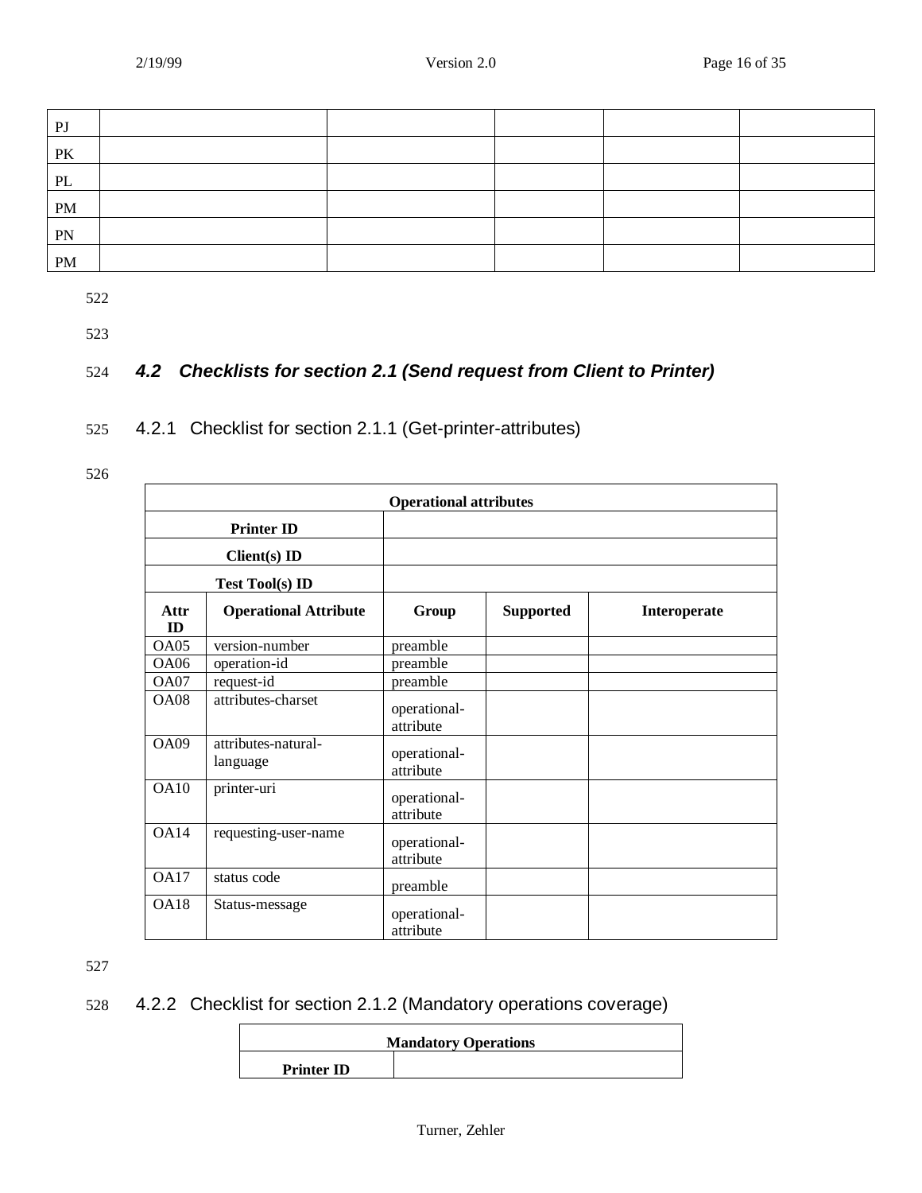| PJ | | | | | |
|---|---|---|---|---|---|
| PK | | | | | |
| PL | | | | | |
| PM | | | | | |
| PN | | | | | |
| PM | | | | | |

522

523

## 524 4.2 Checklists for section 2.1 (Send request from Client to Printer)

### 525 4.2.1 Checklist for section 2.1.1 (Get-printer-attributes)

526

| **Operational attributes** | | | | |
|---|---|---|---|---|
| **Printer ID** | | | | |
| **Client(s) ID** | | | | |
| **Test Tool(s) ID** | | | | |
| **Attr ID** | **Operational Attribute** | **Group** | **Supported** | **Interoperate** |
| OA05 | version-number | preamble | | |
| OA06 | operation-id | preamble | | |
| OA07 | request-id | preamble | | |
| OA08 | attributes-charset | operational-attribute | | |
| OA09 | attributes-natural-language | operational-attribute | | |
| OA10 | printer-uri | operational-attribute | | |
| OA14 | requesting-user-name | operational-attribute | | |
| OA17 | status code | preamble | | |
| OA18 | Status-message | operational-attribute | | |

527

### 528 4.2.2 Checklist for section 2.1.2 (Mandatory operations coverage)

| **Mandatory Operations** | |
|---|---|
| **Printer ID** | |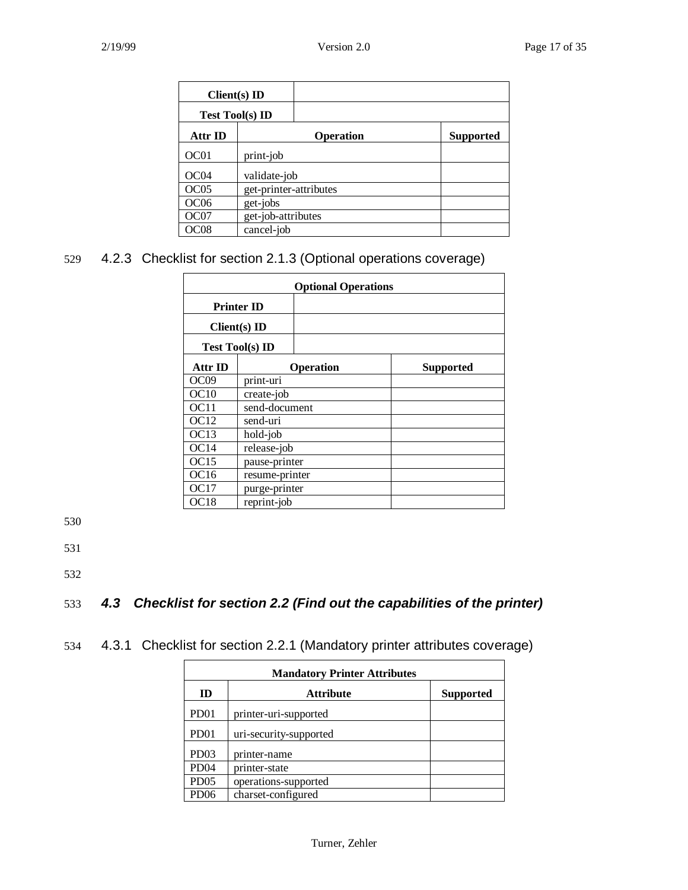| Client(s) ID | | |
| --- | --- | --- |
| Test Tool(s) ID | | |
| **Attr ID** | **Operation** | **Supported** |
| OC01 | print-job | |
| OC04 | validate-job | |
| OC05 | get-printer-attributes | |
| OC06 | get-jobs | |
| OC07 | get-job-attributes | |
| OC08 | cancel-job | |

529 4.2.3 Checklist for section 2.1.3 (Optional operations coverage)

| Optional Operations | | |
| --- | --- | --- |
| Printer ID | | |
| Client(s) ID | | |
| Test Tool(s) ID | | |
| **Attr ID** | **Operation** | **Supported** |
| OC09 | print-uri | |
| OC10 | create-job | |
| OC11 | send-document | |
| OC12 | send-uri | |
| OC13 | hold-job | |
| OC14 | release-job | |
| OC15 | pause-printer | |
| OC16 | resume-printer | |
| OC17 | purge-printer | |
| OC18 | reprint-job | |

530

531

532

## 533 *4.3 Checklist for section 2.2 (Find out the capabilities of the printer)*

### 534 4.3.1 Checklist for section 2.2.1 (Mandatory printer attributes coverage)

| Mandatory Printer Attributes | | |
| --- | --- | --- |
| **ID** | **Attribute** | **Supported** |
| PD01 | printer-uri-supported | |
| PD01 | uri-security-supported | |
| PD03 | printer-name | |
| PD04 | printer-state | |
| PD05 | operations-supported | |
| PD06 | charset-configured | |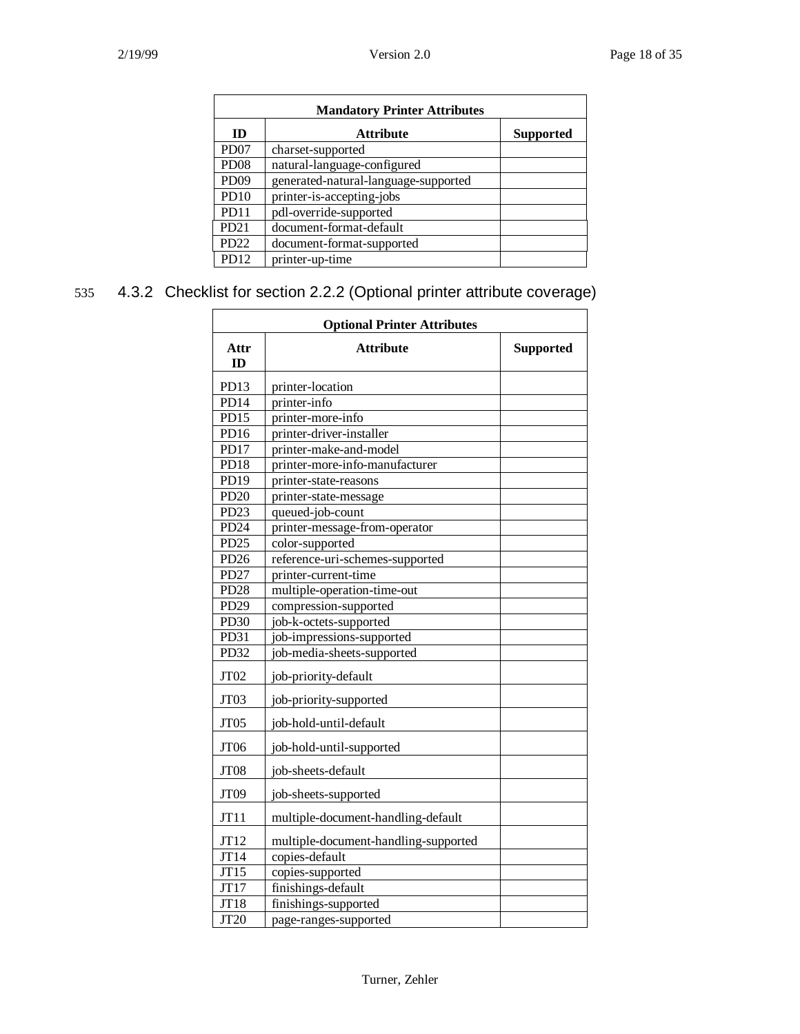| Mandatory Printer Attributes | | |
| --- | --- | --- |
| **ID** | **Attribute** | **Supported** |
| PD07 | charset-supported | |
| PD08 | natural-language-configured | |
| PD09 | generated-natural-language-supported | |
| PD10 | printer-is-accepting-jobs | |
| PD11 | pdl-override-supported | |
| PD21 | document-format-default | |
| PD22 | document-format-supported | |
| PD12 | printer-up-time | |

### 4.3.2 Checklist for section 2.2.2 (Optional printer attribute coverage)

| Optional Printer Attributes | | |
| --- | --- | --- |
| **Attr ID** | **Attribute** | **Supported** |
| PD13 | printer-location | |
| PD14 | printer-info | |
| PD15 | printer-more-info | |
| PD16 | printer-driver-installer | |
| PD17 | printer-make-and-model | |
| PD18 | printer-more-info-manufacturer | |
| PD19 | printer-state-reasons | |
| PD20 | printer-state-message | |
| PD23 | queued-job-count | |
| PD24 | printer-message-from-operator | |
| PD25 | color-supported | |
| PD26 | reference-uri-schemes-supported | |
| PD27 | printer-current-time | |
| PD28 | multiple-operation-time-out | |
| PD29 | compression-supported | |
| PD30 | job-k-octets-supported | |
| PD31 | job-impressions-supported | |
| PD32 | job-media-sheets-supported | |
| JT02 | job-priority-default | |
| JT03 | job-priority-supported | |
| JT05 | job-hold-until-default | |
| JT06 | job-hold-until-supported | |
| JT08 | job-sheets-default | |
| JT09 | job-sheets-supported | |
| JT11 | multiple-document-handling-default | |
| JT12 | multiple-document-handling-supported | |
| JT14 | copies-default | |
| JT15 | copies-supported | |
| JT17 | finishings-default | |
| JT18 | finishings-supported | |
| JT20 | page-ranges-supported | |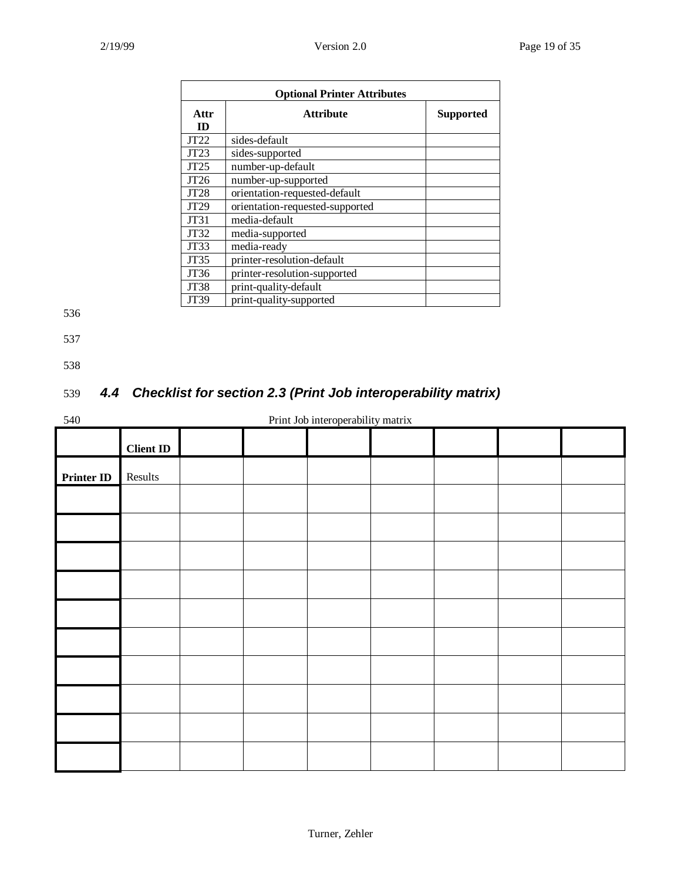| Optional Printer Attributes | | |
|---|---|---|
| **Attr ID** | **Attribute** | **Supported** |
| JT22 | sides-default | |
| JT23 | sides-supported | |
| JT25 | number-up-default | |
| JT26 | number-up-supported | |
| JT28 | orientation-requested-default | |
| JT29 | orientation-requested-supported | |
| JT31 | media-default | |
| JT32 | media-supported | |
| JT33 | media-ready | |
| JT35 | printer-resolution-default | |
| JT36 | printer-resolution-supported | |
| JT38 | print-quality-default | |
| JT39 | print-quality-supported | |

536

537

538

## 539 *4.4 Checklist for section 2.3 (Print Job interoperability matrix)*

540 Print Job interoperability matrix

| | **Client ID** | | | | | | | |
|---|---|---|---|---|---|---|---|---|
| **Printer ID** | Results | | | | | | | |
| | | | | | | | | |
| | | | | | | | | |
| | | | | | | | | |
| | | | | | | | | |
| | | | | | | | | |
| | | | | | | | | |
| | | | | | | | | |
| | | | | | | | | |
| | | | | | | | | |
| | | | | | | | | |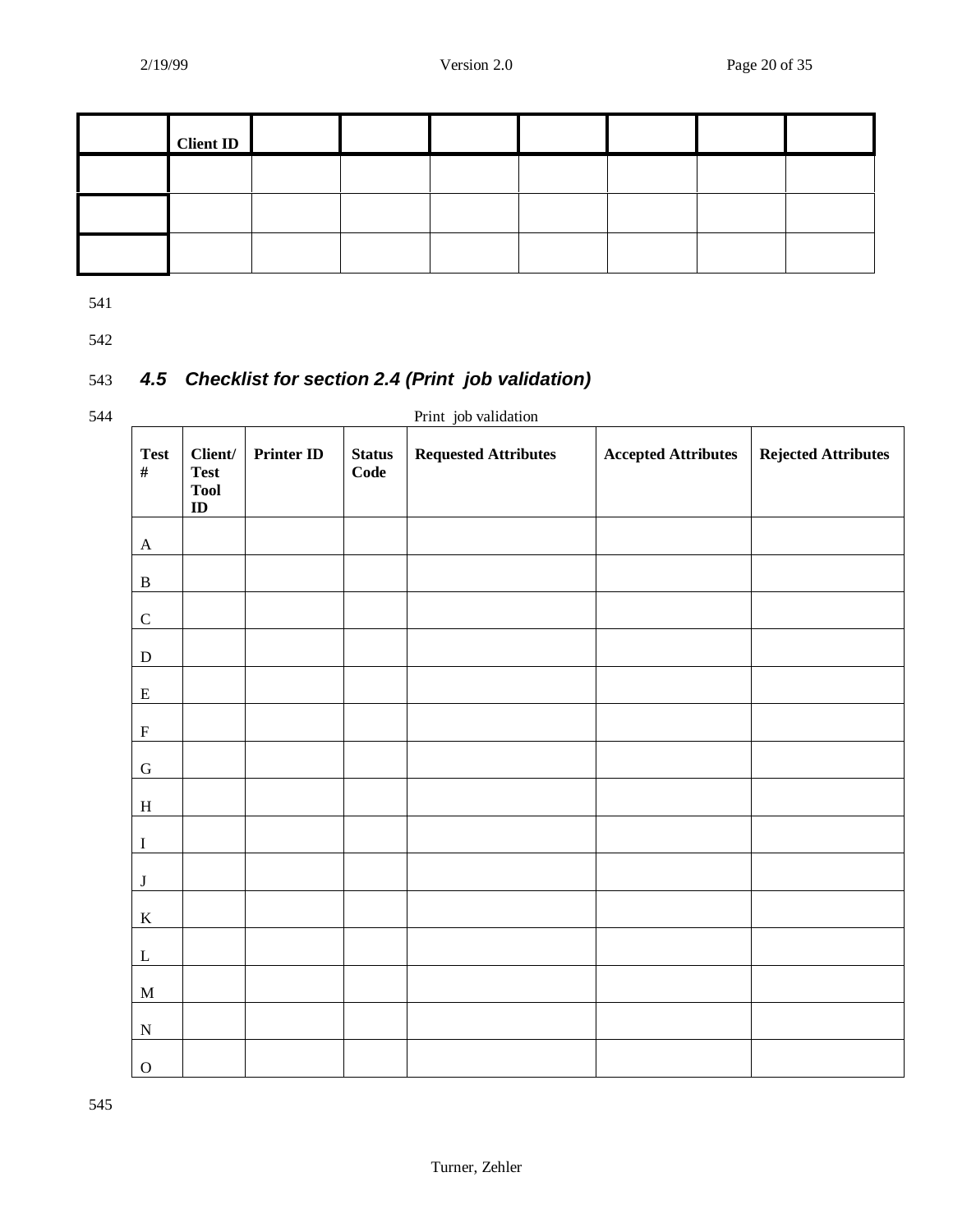| | Client ID | | | | | | | |
|---|---|---|---|---|---|---|---|---|
| | | | | | | | | |
| | | | | | | | | |
| | | | | | | | | |

### 4.5 Checklist for section 2.4 (Print job validation)

Print job validation

| Test # | Client/ Test Tool ID | Printer ID | Status Code | Requested Attributes | Accepted Attributes | Rejected Attributes |
|---|---|---|---|---|---|---|
| A | | | | | | |
| B | | | | | | |
| C | | | | | | |
| D | | | | | | |
| E | | | | | | |
| F | | | | | | |
| G | | | | | | |
| H | | | | | | |
| I | | | | | | |
| J | | | | | | |
| K | | | | | | |
| L | | | | | | |
| M | | | | | | |
| N | | | | | | |
| O | | | | | | |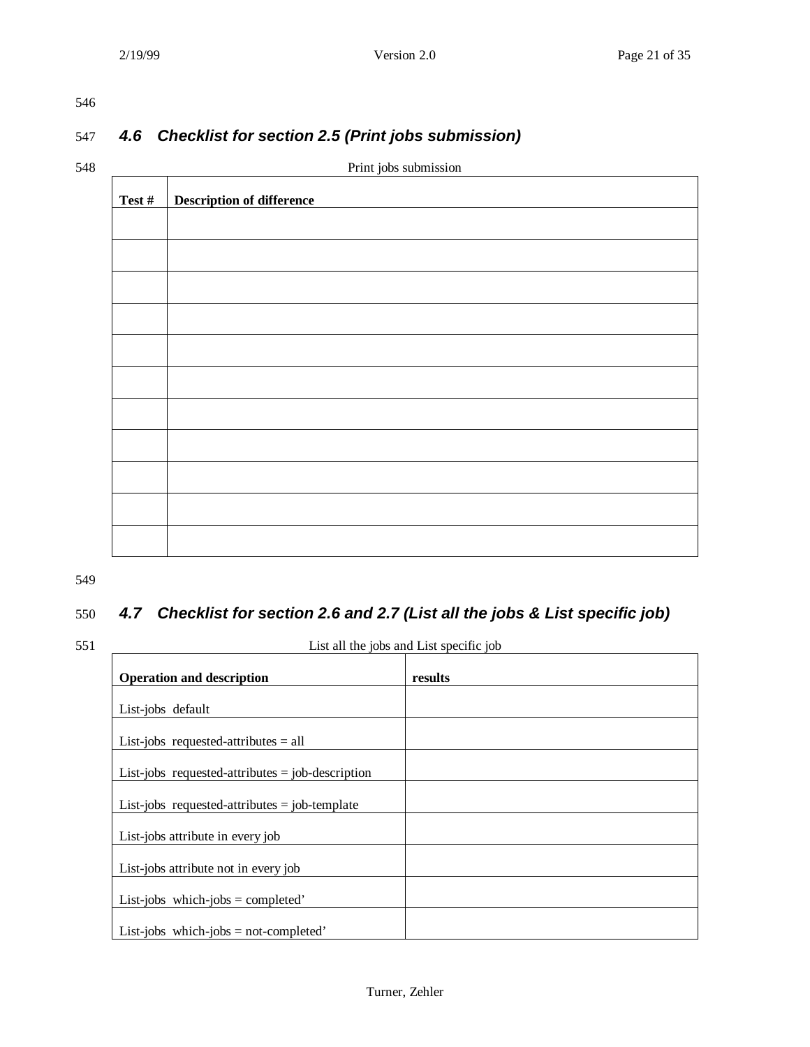### 4.6 Checklist for section 2.5 (Print jobs submission)

Print jobs submission

| Test # | Description of difference |
|---|---|
| | |
| | |
| | |
| | |
| | |
| | |
| | |
| | |
| | |
| | |
| | |

### 4.7 Checklist for section 2.6 and 2.7 (List all the jobs & List specific job)

List all the jobs and List specific job

| Operation and description | results |
|---|---|
| List-jobs default | |
| List-jobs requested-attributes = all | |
| List-jobs requested-attributes = job-description | |
| List-jobs requested-attributes = job-template | |
| List-jobs attribute in every job | |
| List-jobs attribute not in every job | |
| List-jobs which-jobs = completed’ | |
| List-jobs which-jobs = not-completed’ | |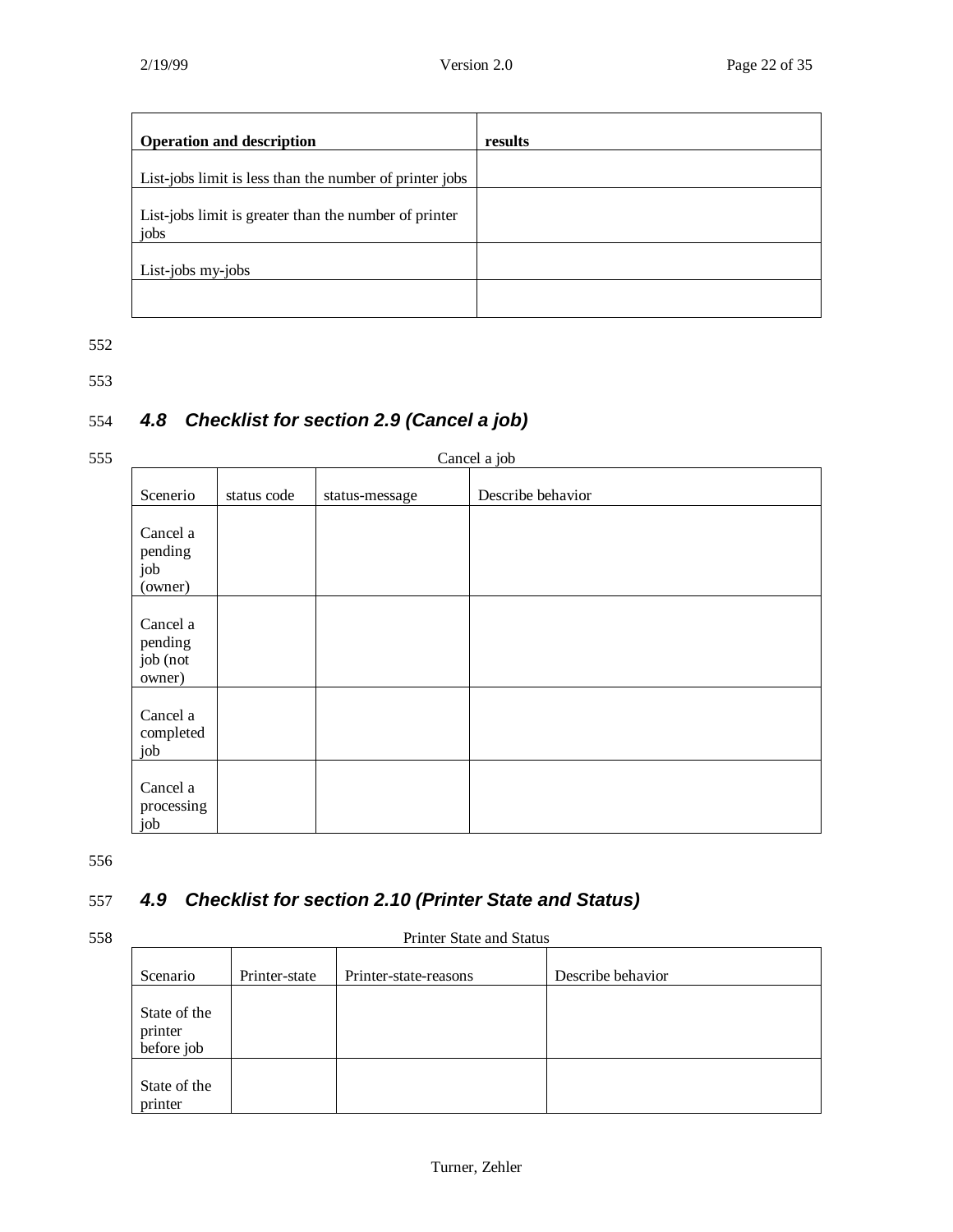| Operation and description | results |
|---|---|
| List-jobs limit is less than the number of printer jobs | |
| List-jobs limit is greater than the number of printer jobs | |
| List-jobs my-jobs | |
| | |

### 4.8 Checklist for section 2.9 (Cancel a job)

Cancel a job

| Scenerio | status code | status-message | Describe behavior |
|---|---|---|---|
| Cancel a pending job (owner) | | | |
| Cancel a pending job (not owner) | | | |
| Cancel a completed job | | | |
| Cancel a processing job | | | |

### 4.9 Checklist for section 2.10 (Printer State and Status)

Printer State and Status

| Scenario | Printer-state | Printer-state-reasons | Describe behavior |
|---|---|---|---|
| State of the printer before job | | | |
| State of the printer | | | |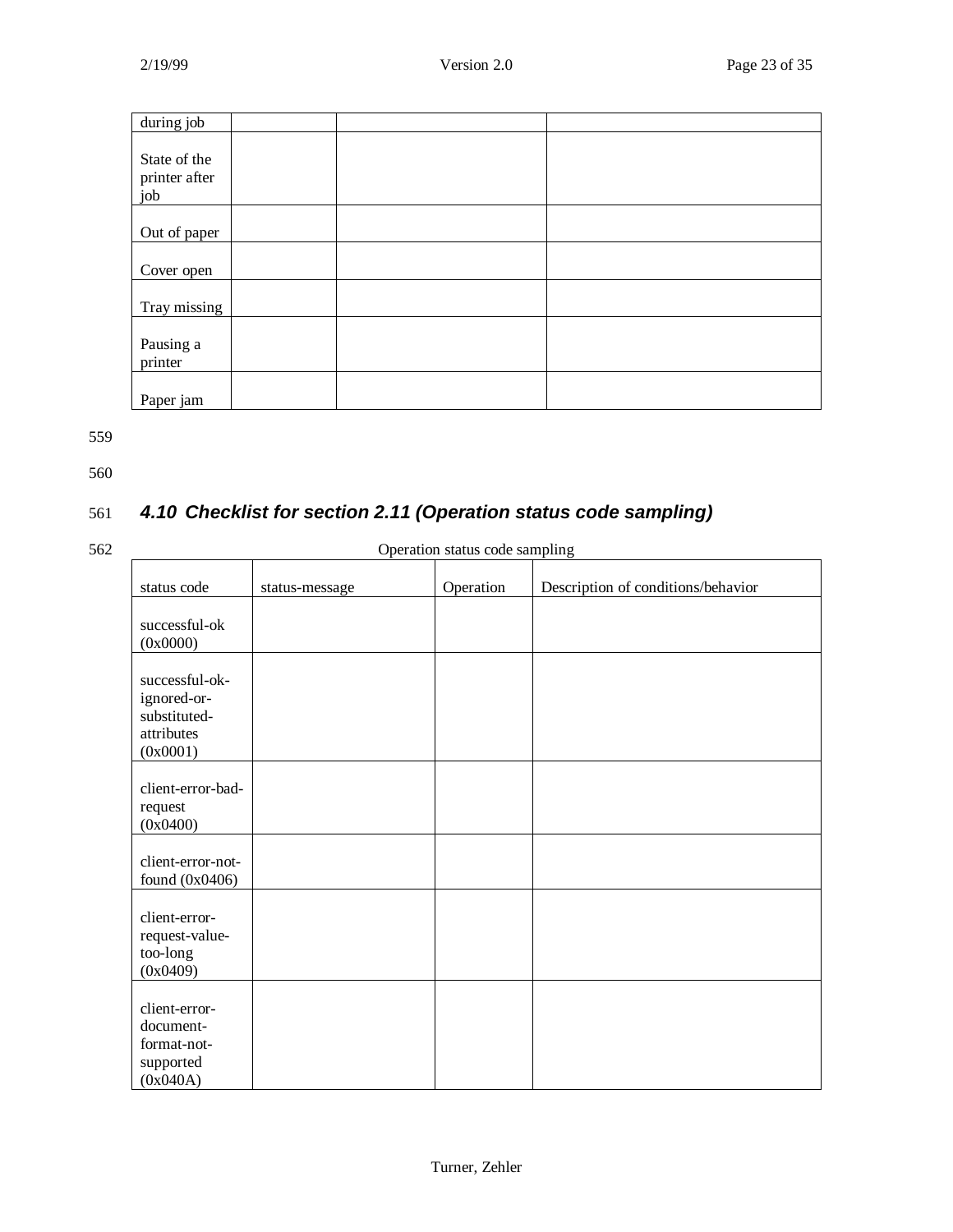| during job | | | |
|---|---|---|---|
| State of the printer after job | | | |
| Out of paper | | | |
| Cover open | | | |
| Tray missing | | | |
| Pausing a printer | | | |
| Paper jam | | | |

### *4.10 Checklist for section 2.11 (Operation status code sampling)*

Operation status code sampling

| status code | status-message | Operation | Description of conditions/behavior |
|---|---|---|---|
| successful-ok (0x0000) | | | |
| successful-ok-ignored-or-substituted-attributes (0x0001) | | | |
| client-error-bad-request (0x0400) | | | |
| client-error-not-found (0x0406) | | | |
| client-error-request-value-too-long (0x0409) | | | |
| client-error-document-format-not-supported (0x040A) | | | |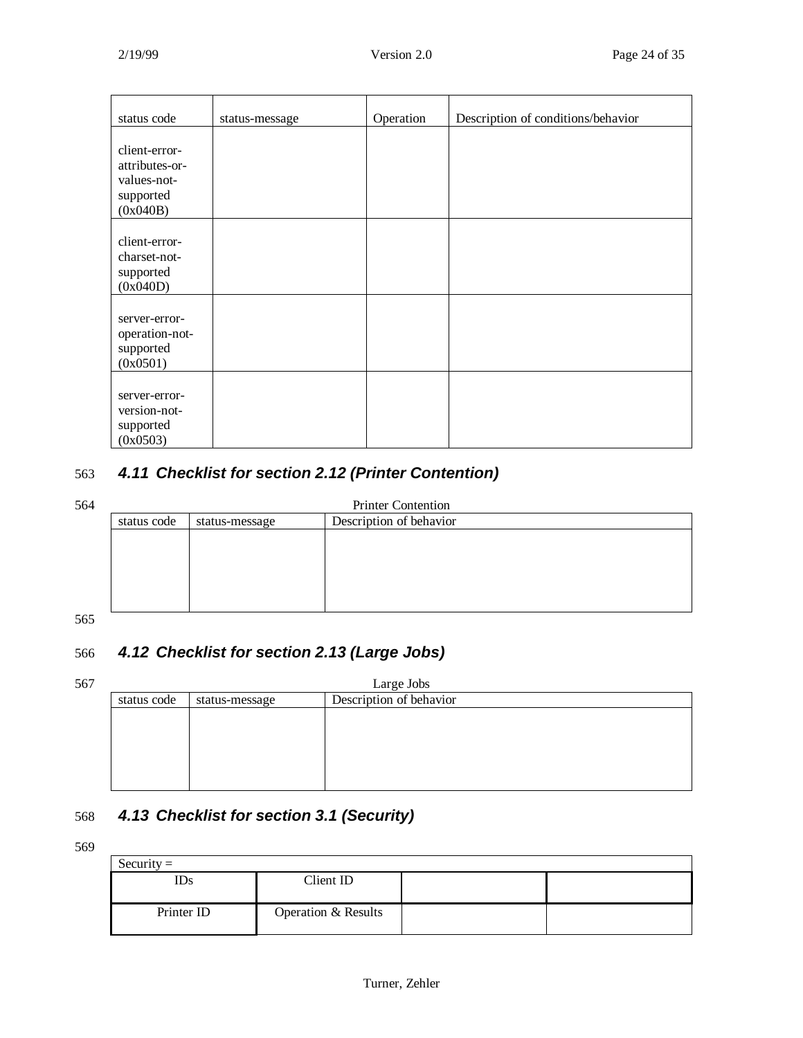| status code | status-message | Operation | Description of conditions/behavior |
|---|---|---|---|
| client-error-attributes-or-values-not-supported (0x040B) | | | |
| client-error-charset-not-supported (0x040D) | | | |
| server-error-operation-not-supported (0x0501) | | | |
| server-error-version-not-supported (0x0503) | | | |

### 4.11 Checklist for section 2.12 (Printer Contention)

Printer Contention

| status code | status-message | Description of behavior |
|---|---|---|
| | | |

### 4.12 Checklist for section 2.13 (Large Jobs)

Large Jobs

| status code | status-message | Description of behavior |
|---|---|---|
| | | |

### 4.13 Checklist for section 3.1 (Security)

| Security = | | | |
|---|---|---|---|
| IDs | Client ID | | |
| Printer ID | Operation & Results | | |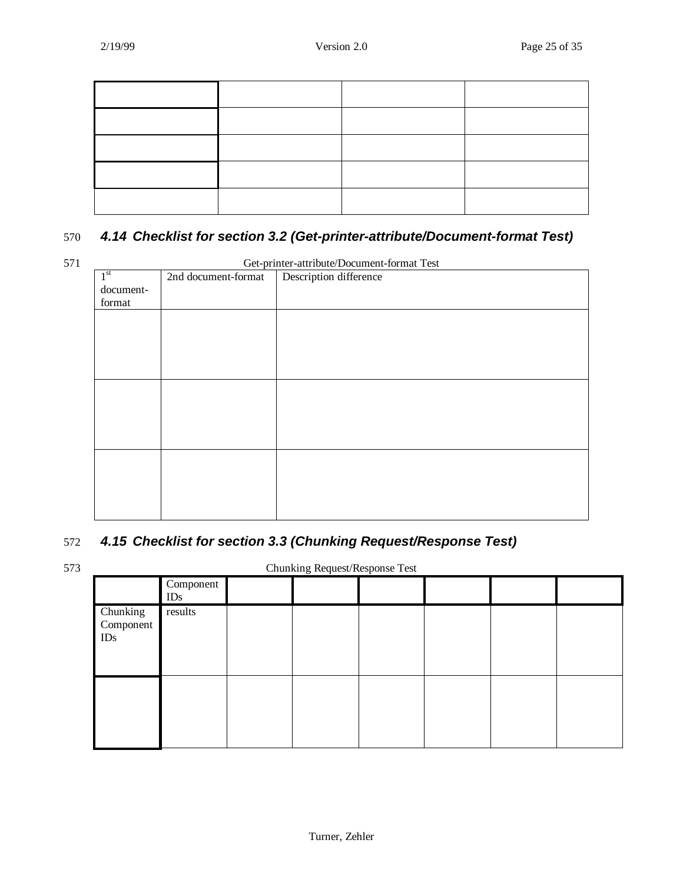| | | | |
|---|---|---|---|
| | | | |
| | | | |
| | | | |
| | | | |
| | | | |

570 ### *4.14 Checklist for section 3.2 (Get-printer-attribute/Document-format Test)*

571 Get-printer-attribute/Document-format Test

| 1st document-format | 2nd document-format | Description difference |
|---|---|---|
| | | |
| | | |
| | | |

572 ### *4.15 Checklist for section 3.3 (Chunking Request/Response Test)*

573 Chunking Request/Response Test

| | Component IDs | | | | | | |
|---|---|---|---|---|---|---|---|
| Chunking Component IDs | results | | | | | | |
| | | | | | | | |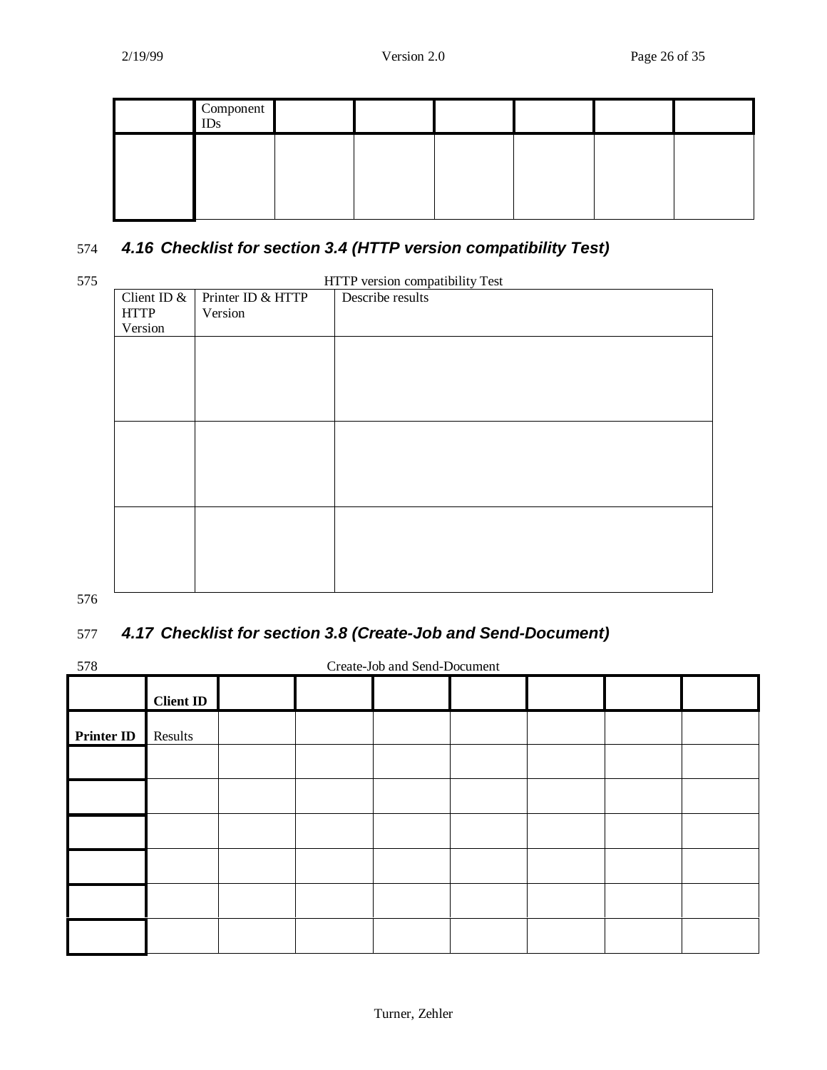| | Component IDs | | | | | | |
|---|---|---|---|---|---|---|---|
| | | | | | | | |

574 ### *4.16 Checklist for section 3.4 (HTTP version compatibility Test)*

575 HTTP version compatibility Test

| Client ID & HTTP Version | Printer ID & HTTP Version | Describe results |
|---|---|---|
| | | |
| | | |
| | | |

576

577 ### *4.17 Checklist for section 3.8 (Create-Job and Send-Document)*

578 Create-Job and Send-Document

| | **Client ID** | | | | | | | |
|---|---|---|---|---|---|---|---|---|
| **Printer ID** | Results | | | | | | | |
| | | | | | | | | |
| | | | | | | | | |
| | | | | | | | | |
| | | | | | | | | |
| | | | | | | | | |
| | | | | | | | | |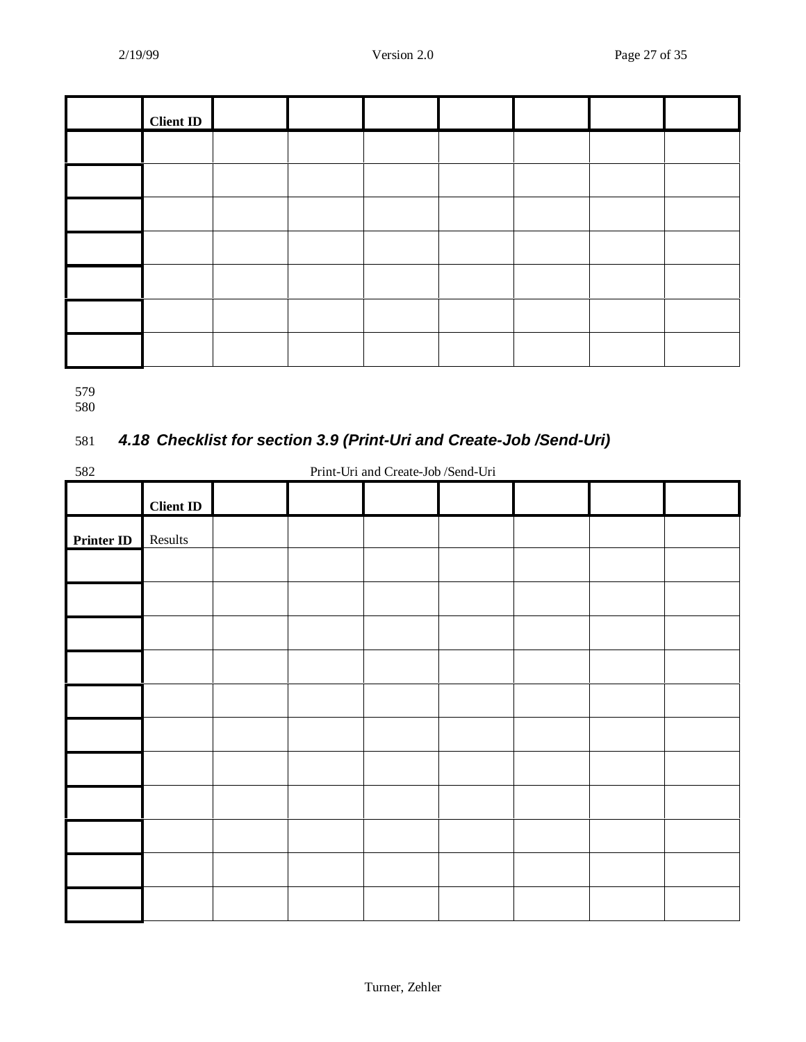|  | Client ID |  |  |  |  |  |  |  |
| --- | --- | --- | --- | --- | --- | --- | --- | --- |
|  |  |  |  |  |  |  |  |  |
|  |  |  |  |  |  |  |  |  |
|  |  |  |  |  |  |  |  |  |
|  |  |  |  |  |  |  |  |  |
|  |  |  |  |  |  |  |  |  |
|  |  |  |  |  |  |  |  |  |
|  |  |  |  |  |  |  |  |  |

579
580

581 *4.18 Checklist for section 3.9 (Print-Uri and Create-Job /Send-Uri)*

582 Print-Uri and Create-Job /Send-Uri

|  | Client ID |  |  |  |  |  |  |  |
| --- | --- | --- | --- | --- | --- | --- | --- | --- |
| **Printer ID** | Results |  |  |  |  |  |  |  |
|  |  |  |  |  |  |  |  |  |
|  |  |  |  |  |  |  |  |  |
|  |  |  |  |  |  |  |  |  |
|  |  |  |  |  |  |  |  |  |
|  |  |  |  |  |  |  |  |  |
|  |  |  |  |  |  |  |  |  |
|  |  |  |  |  |  |  |  |  |
|  |  |  |  |  |  |  |  |  |
|  |  |  |  |  |  |  |  |  |
|  |  |  |  |  |  |  |  |  |
|  |  |  |  |  |  |  |  |  |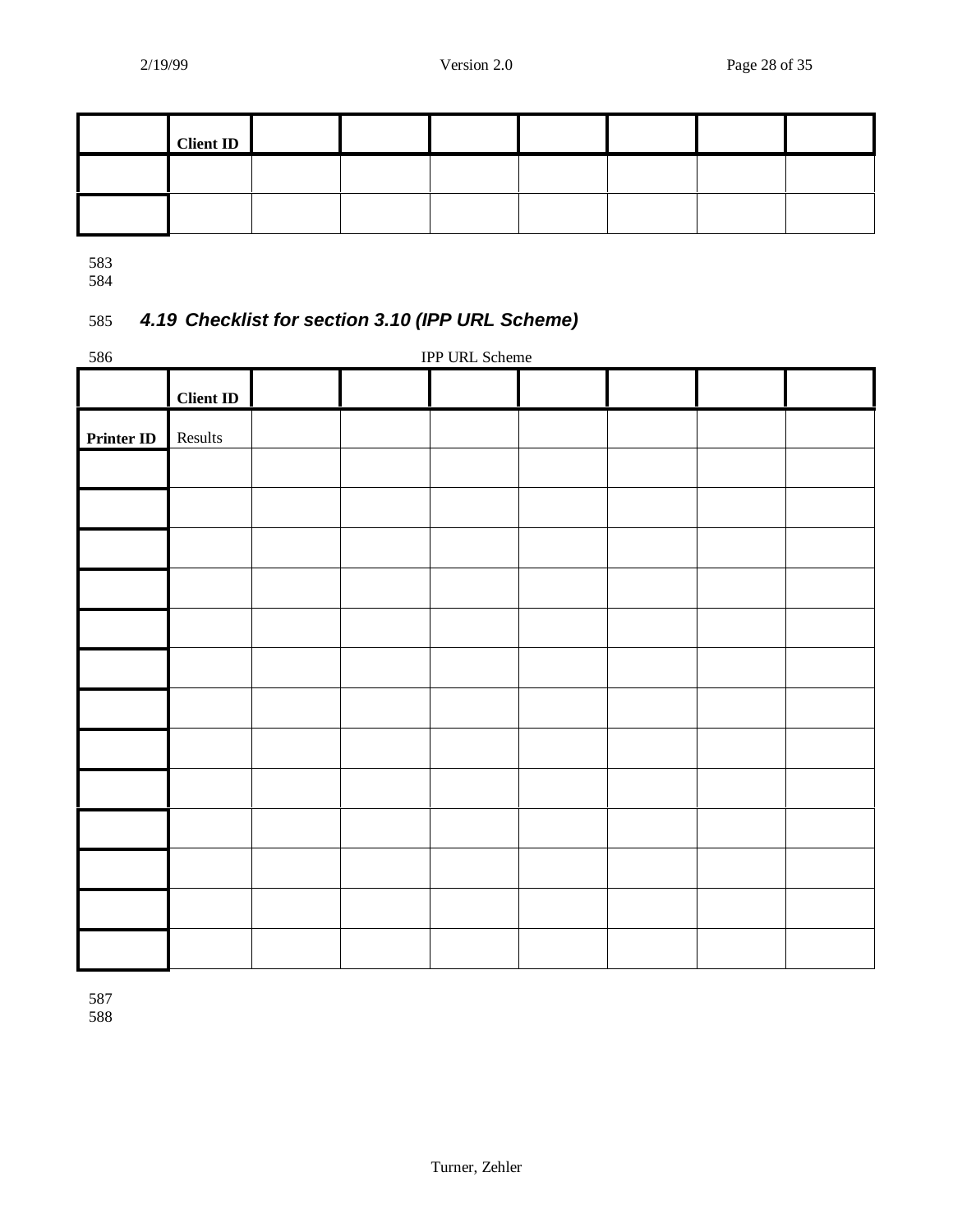| | Client ID | | | | | | | |
|---|---|---|---|---|---|---|---|---|
| | | | | | | | | |
| | | | | | | | | |

583
584

### 585 4.19 Checklist for section 3.10 (IPP URL Scheme)

586 IPP URL Scheme

| | Client ID | | | | | | | |
|---|---|---|---|---|---|---|---|---|
| **Printer ID** | Results | | | | | | | |
| | | | | | | | | |
| | | | | | | | | |
| | | | | | | | | |
| | | | | | | | | |
| | | | | | | | | |
| | | | | | | | | |
| | | | | | | | | |
| | | | | | | | | |
| | | | | | | | | |
| | | | | | | | | |
| | | | | | | | | |
| | | | | | | | | |
| | | | | | | | | |

587
588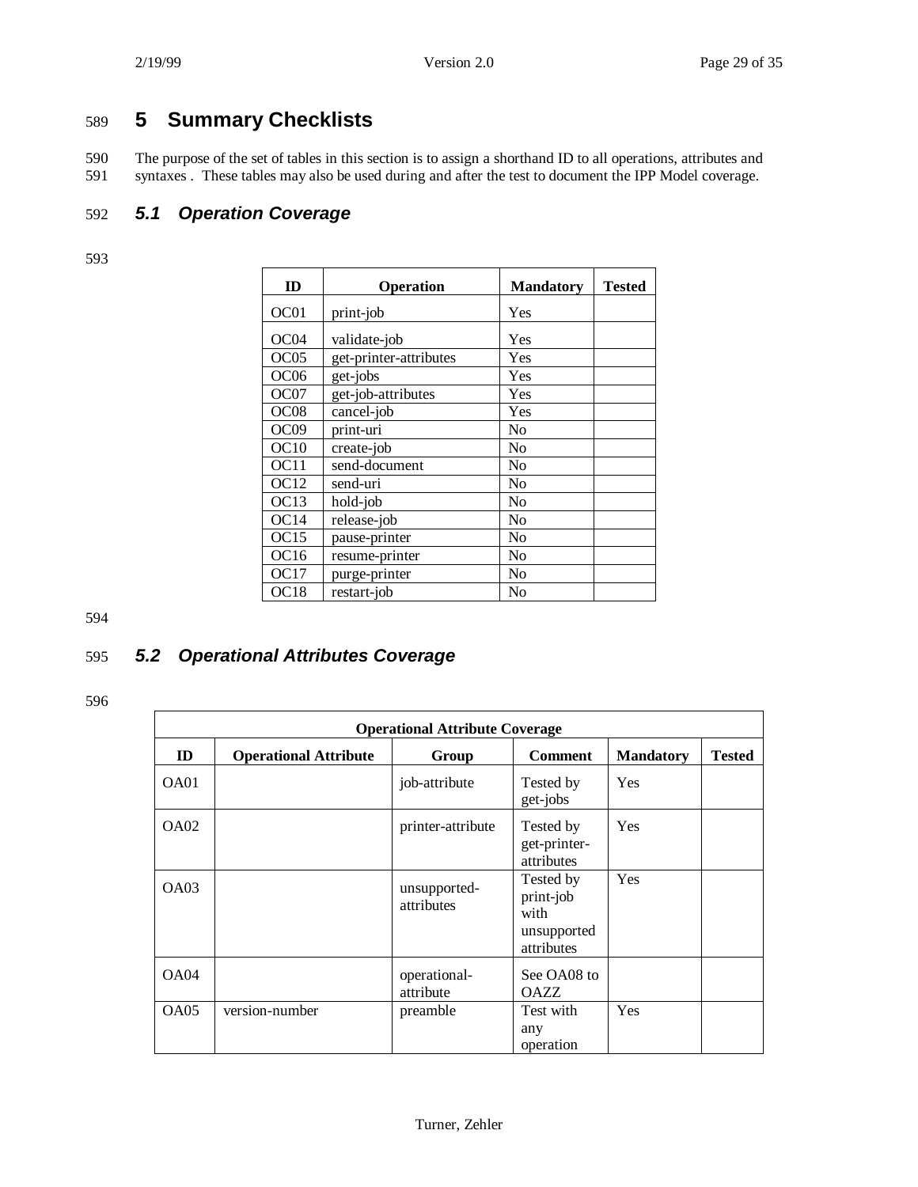# 5 Summary Checklists

The purpose of the set of tables in this section is to assign a shorthand ID to all operations, attributes and syntaxes . These tables may also be used during and after the test to document the IPP Model coverage.

## 5.1 Operation Coverage

| ID | Operation | Mandatory | Tested |
|---|---|---|---|
| OC01 | print-job | Yes | |
| OC04 | validate-job | Yes | |
| OC05 | get-printer-attributes | Yes | |
| OC06 | get-jobs | Yes | |
| OC07 | get-job-attributes | Yes | |
| OC08 | cancel-job | Yes | |
| OC09 | print-uri | No | |
| OC10 | create-job | No | |
| OC11 | send-document | No | |
| OC12 | send-uri | No | |
| OC13 | hold-job | No | |
| OC14 | release-job | No | |
| OC15 | pause-printer | No | |
| OC16 | resume-printer | No | |
| OC17 | purge-printer | No | |
| OC18 | restart-job | No | |

## 5.2 Operational Attributes Coverage

| Operational Attribute Coverage | | | | | |
|---|---|---|---|---|---|
| ID | Operational Attribute | Group | Comment | Mandatory | Tested |
| OA01 | | job-attribute | Tested by get-jobs | Yes | |
| OA02 | | printer-attribute | Tested by get-printer-attributes | Yes | |
| OA03 | | unsupported-attributes | Tested by print-job with unsupported attributes | Yes | |
| OA04 | | operational-attribute | See OA08 to OAZZ | | |
| OA05 | version-number | preamble | Test with any operation | Yes | |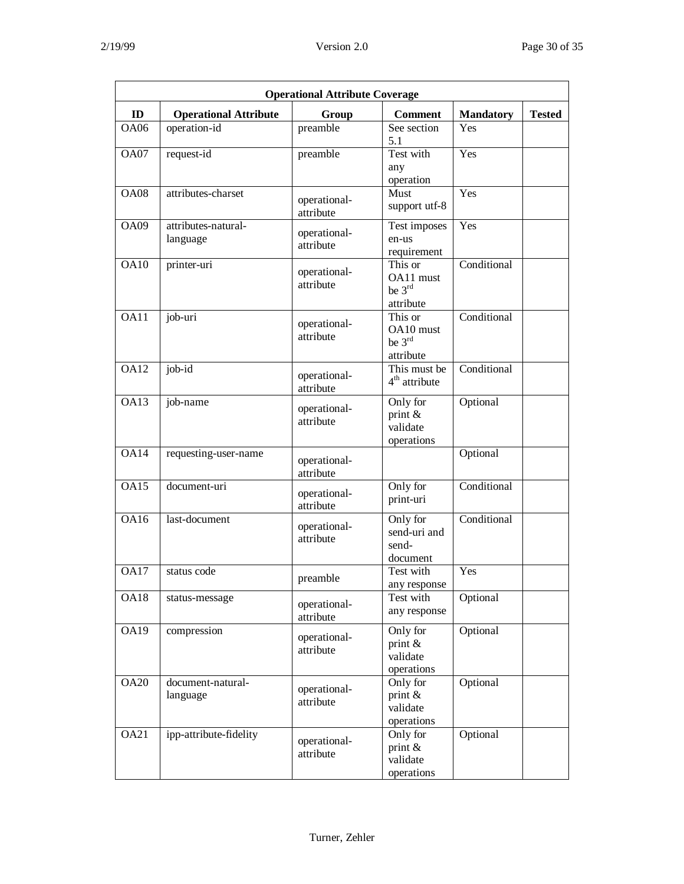| Operational Attribute Coverage | | | | | |
|---|---|---|---|---|---|
| **ID** | **Operational Attribute** | **Group** | **Comment** | **Mandatory** | **Tested** |
| OA06 | operation-id | preamble | See section 5.1 | Yes | |
| OA07 | request-id | preamble | Test with any operation | Yes | |
| OA08 | attributes-charset | operational-attribute | Must support utf-8 | Yes | |
| OA09 | attributes-natural-language | operational-attribute | Test imposes en-us requirement | Yes | |
| OA10 | printer-uri | operational-attribute | This or OA11 must be 3rd attribute | Conditional | |
| OA11 | job-uri | operational-attribute | This or OA10 must be 3rd attribute | Conditional | |
| OA12 | job-id | operational-attribute | This must be 4th attribute | Conditional | |
| OA13 | job-name | operational-attribute | Only for print & validate operations | Optional | |
| OA14 | requesting-user-name | operational-attribute | | Optional | |
| OA15 | document-uri | operational-attribute | Only for print-uri | Conditional | |
| OA16 | last-document | operational-attribute | Only for send-uri and send-document | Conditional | |
| OA17 | status code | preamble | Test with any response | Yes | |
| OA18 | status-message | operational-attribute | Test with any response | Optional | |
| OA19 | compression | operational-attribute | Only for print & validate operations | Optional | |
| OA20 | document-natural-language | operational-attribute | Only for print & validate operations | Optional | |
| OA21 | ipp-attribute-fidelity | operational-attribute | Only for print & validate operations | Optional | |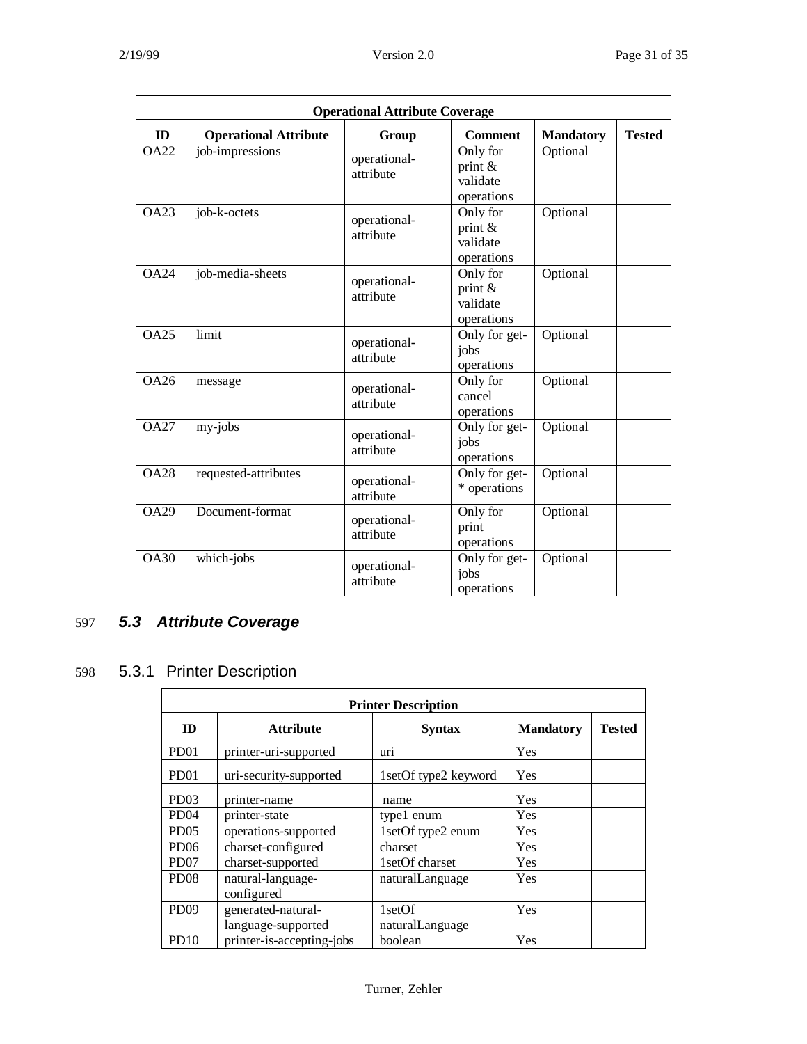| Operational Attribute Coverage | | | | | |
|---|---|---|---|---|---|
| **ID** | **Operational Attribute** | **Group** | **Comment** | **Mandatory** | **Tested** |
| OA22 | job-impressions | operational-attribute | Only for print & validate operations | Optional | |
| OA23 | job-k-octets | operational-attribute | Only for print & validate operations | Optional | |
| OA24 | job-media-sheets | operational-attribute | Only for print & validate operations | Optional | |
| OA25 | limit | operational-attribute | Only for get-jobs operations | Optional | |
| OA26 | message | operational-attribute | Only for cancel operations | Optional | |
| OA27 | my-jobs | operational-attribute | Only for get-jobs operations | Optional | |
| OA28 | requested-attributes | operational-attribute | Only for get-* operations | Optional | |
| OA29 | Document-format | operational-attribute | Only for print operations | Optional | |
| OA30 | which-jobs | operational-attribute | Only for get-jobs operations | Optional | |

597 ## *5.3 Attribute Coverage*

598 ### 5.3.1 Printer Description

| Printer Description | | | | |
|---|---|---|---|---|
| **ID** | **Attribute** | **Syntax** | **Mandatory** | **Tested** |
| PD01 | printer-uri-supported | uri | Yes | |
| PD01 | uri-security-supported | 1setOf type2 keyword | Yes | |
| PD03 | printer-name | name | Yes | |
| PD04 | printer-state | type1 enum | Yes | |
| PD05 | operations-supported | 1setOf type2 enum | Yes | |
| PD06 | charset-configured | charset | Yes | |
| PD07 | charset-supported | 1setOf charset | Yes | |
| PD08 | natural-language-configured | naturalLanguage | Yes | |
| PD09 | generated-natural-language-supported | 1setOf naturalLanguage | Yes | |
| PD10 | printer-is-accepting-jobs | boolean | Yes | |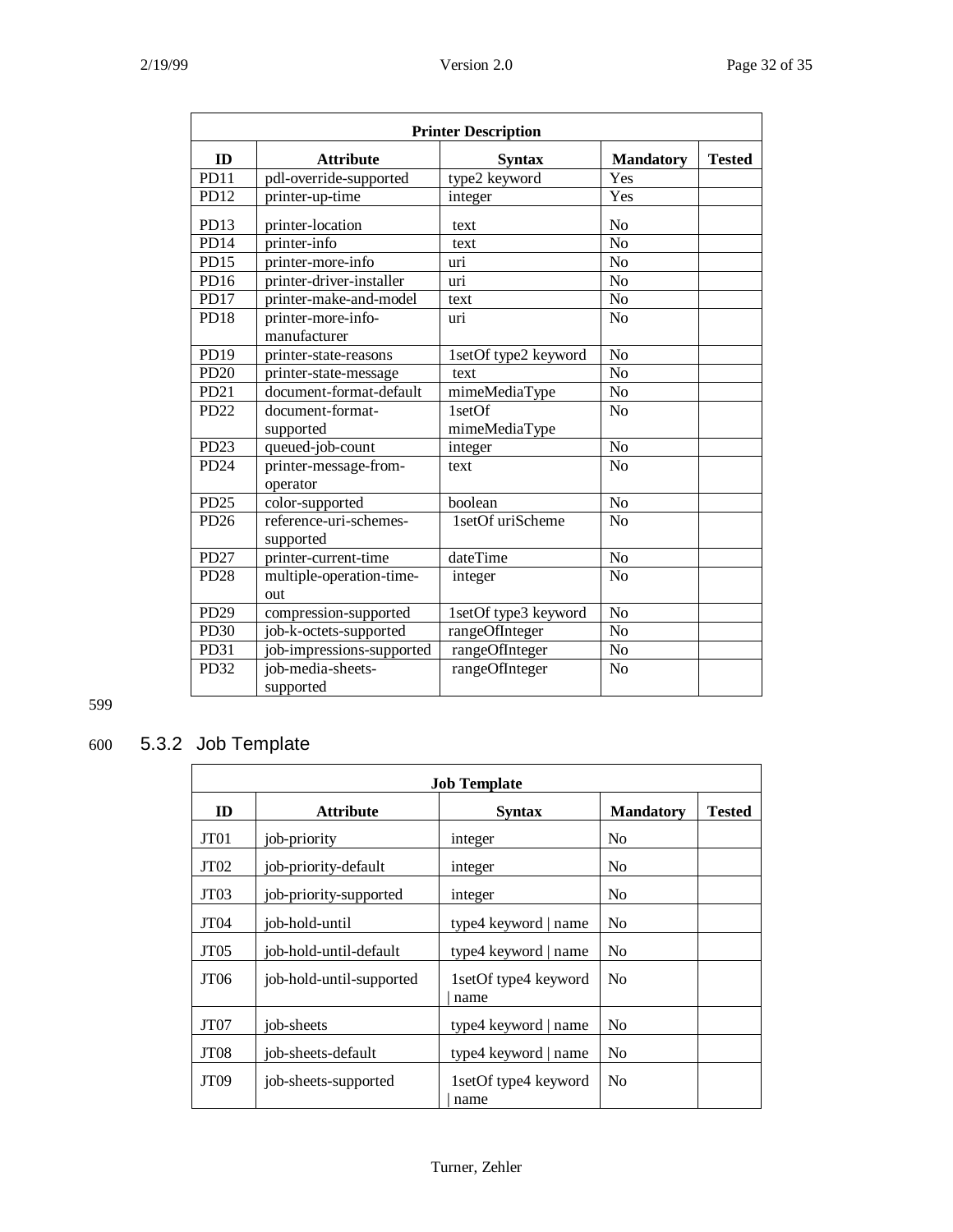| Printer Description | | | | |
|---|---|---|---|---|
| **ID** | **Attribute** | **Syntax** | **Mandatory** | **Tested** |
| PD11 | pdl-override-supported | type2 keyword | Yes | |
| PD12 | printer-up-time | integer | Yes | |
| PD13 | printer-location | text | No | |
| PD14 | printer-info | text | No | |
| PD15 | printer-more-info | uri | No | |
| PD16 | printer-driver-installer | uri | No | |
| PD17 | printer-make-and-model | text | No | |
| PD18 | printer-more-info-manufacturer | uri | No | |
| PD19 | printer-state-reasons | 1setOf type2 keyword | No | |
| PD20 | printer-state-message | text | No | |
| PD21 | document-format-default | mimeMediaType | No | |
| PD22 | document-format-supported | 1setOf mimeMediaType | No | |
| PD23 | queued-job-count | integer | No | |
| PD24 | printer-message-from-operator | text | No | |
| PD25 | color-supported | boolean | No | |
| PD26 | reference-uri-schemes-supported | 1setOf uriScheme | No | |
| PD27 | printer-current-time | dateTime | No | |
| PD28 | multiple-operation-time-out | integer | No | |
| PD29 | compression-supported | 1setOf type3 keyword | No | |
| PD30 | job-k-octets-supported | rangeOfInteger | No | |
| PD31 | job-impressions-supported | rangeOfInteger | No | |
| PD32 | job-media-sheets-supported | rangeOfInteger | No | |

599

### 5.3.2 Job Template

| Job Template | | | | |
|---|---|---|---|---|
| **ID** | **Attribute** | **Syntax** | **Mandatory** | **Tested** |
| JT01 | job-priority | integer | No | |
| JT02 | job-priority-default | integer | No | |
| JT03 | job-priority-supported | integer | No | |
| JT04 | job-hold-until | type4 keyword \| name | No | |
| JT05 | job-hold-until-default | type4 keyword \| name | No | |
| JT06 | job-hold-until-supported | 1setOf type4 keyword \| name | No | |
| JT07 | job-sheets | type4 keyword \| name | No | |
| JT08 | job-sheets-default | type4 keyword \| name | No | |
| JT09 | job-sheets-supported | 1setOf type4 keyword \| name | No | |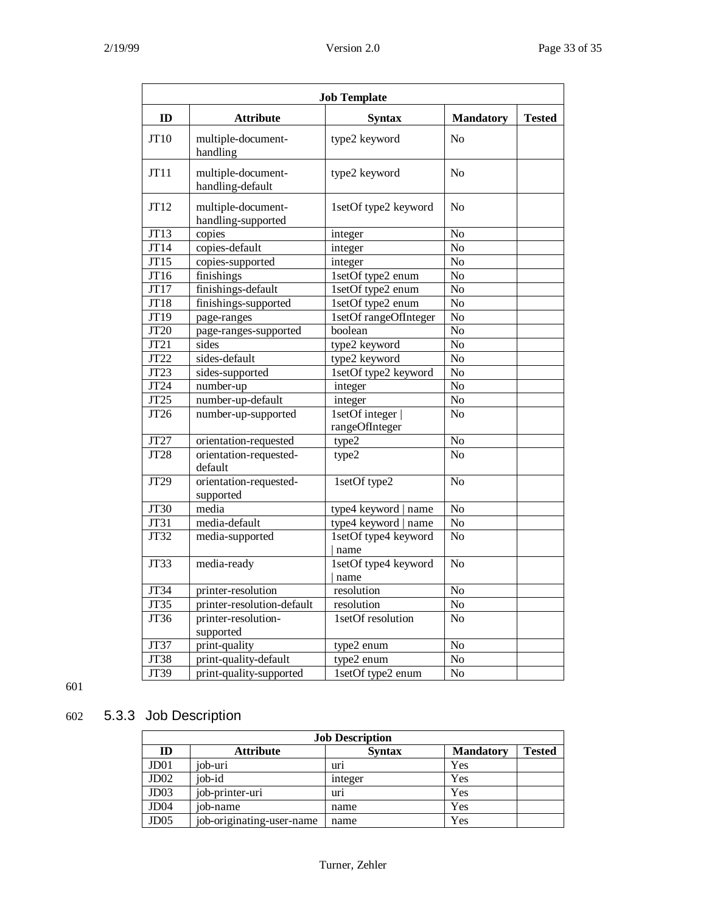| Job Template | | | | |
|---|---|---|---|---|
| **ID** | **Attribute** | **Syntax** | **Mandatory** | **Tested** |
| JT10 | multiple-document-handling | type2 keyword | No | |
| JT11 | multiple-document-handling-default | type2 keyword | No | |
| JT12 | multiple-document-handling-supported | 1setOf type2 keyword | No | |
| JT13 | copies | integer | No | |
| JT14 | copies-default | integer | No | |
| JT15 | copies-supported | integer | No | |
| JT16 | finishings | 1setOf type2 enum | No | |
| JT17 | finishings-default | 1setOf type2 enum | No | |
| JT18 | finishings-supported | 1setOf type2 enum | No | |
| JT19 | page-ranges | 1setOf rangeOfInteger | No | |
| JT20 | page-ranges-supported | boolean | No | |
| JT21 | sides | type2 keyword | No | |
| JT22 | sides-default | type2 keyword | No | |
| JT23 | sides-supported | 1setOf type2 keyword | No | |
| JT24 | number-up | integer | No | |
| JT25 | number-up-default | integer | No | |
| JT26 | number-up-supported | 1setOf integer \| rangeOfInteger | No | |
| JT27 | orientation-requested | type2 | No | |
| JT28 | orientation-requested-default | type2 | No | |
| JT29 | orientation-requested-supported | 1setOf type2 | No | |
| JT30 | media | type4 keyword \| name | No | |
| JT31 | media-default | type4 keyword \| name | No | |
| JT32 | media-supported | 1setOf type4 keyword \| name | No | |
| JT33 | media-ready | 1setOf type4 keyword \| name | No | |
| JT34 | printer-resolution | resolution | No | |
| JT35 | printer-resolution-default | resolution | No | |
| JT36 | printer-resolution-supported | 1setOf resolution | No | |
| JT37 | print-quality | type2 enum | No | |
| JT38 | print-quality-default | type2 enum | No | |
| JT39 | print-quality-supported | 1setOf type2 enum | No | |

### 5.3.3 Job Description

| Job Description | | | | |
|---|---|---|---|---|
| **ID** | **Attribute** | **Syntax** | **Mandatory** | **Tested** |
| JD01 | job-uri | uri | Yes | |
| JD02 | job-id | integer | Yes | |
| JD03 | job-printer-uri | uri | Yes | |
| JD04 | job-name | name | Yes | |
| JD05 | job-originating-user-name | name | Yes | |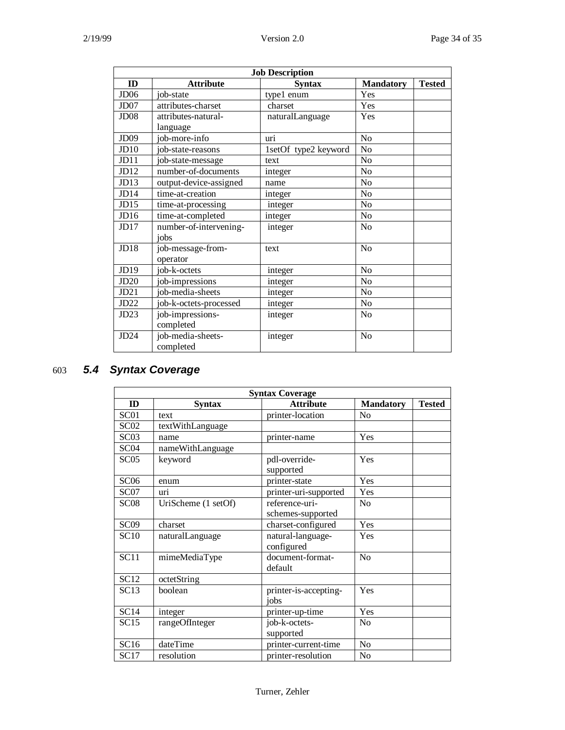| Job Description | | | | |
|---|---|---|---|---|
| **ID** | **Attribute** | **Syntax** | **Mandatory** | **Tested** |
| JD06 | job-state | type1 enum | Yes | |
| JD07 | attributes-charset | charset | Yes | |
| JD08 | attributes-natural-language | naturalLanguage | Yes | |
| JD09 | job-more-info | uri | No | |
| JD10 | job-state-reasons | 1setOf type2 keyword | No | |
| JD11 | job-state-message | text | No | |
| JD12 | number-of-documents | integer | No | |
| JD13 | output-device-assigned | name | No | |
| JD14 | time-at-creation | integer | No | |
| JD15 | time-at-processing | integer | No | |
| JD16 | time-at-completed | integer | No | |
| JD17 | number-of-intervening-jobs | integer | No | |
| JD18 | job-message-from-operator | text | No | |
| JD19 | job-k-octets | integer | No | |
| JD20 | job-impressions | integer | No | |
| JD21 | job-media-sheets | integer | No | |
| JD22 | job-k-octets-processed | integer | No | |
| JD23 | job-impressions-completed | integer | No | |
| JD24 | job-media-sheets-completed | integer | No | |

603 ### *5.4 Syntax Coverage*

| Syntax Coverage | | | | |
|---|---|---|---|---|
| **ID** | **Syntax** | **Attribute** | **Mandatory** | **Tested** |
| SC01 | text | printer-location | No | |
| SC02 | textWithLanguage | | | |
| SC03 | name | printer-name | Yes | |
| SC04 | nameWithLanguage | | | |
| SC05 | keyword | pdl-override-supported | Yes | |
| SC06 | enum | printer-state | Yes | |
| SC07 | uri | printer-uri-supported | Yes | |
| SC08 | UriScheme (1 setOf) | reference-uri-schemes-supported | No | |
| SC09 | charset | charset-configured | Yes | |
| SC10 | naturalLanguage | natural-language-configured | Yes | |
| SC11 | mimeMediaType | document-format-default | No | |
| SC12 | octetString | | | |
| SC13 | boolean | printer-is-accepting-jobs | Yes | |
| SC14 | integer | printer-up-time | Yes | |
| SC15 | rangeOfInteger | job-k-octets-supported | No | |
| SC16 | dateTime | printer-current-time | No | |
| SC17 | resolution | printer-resolution | No | |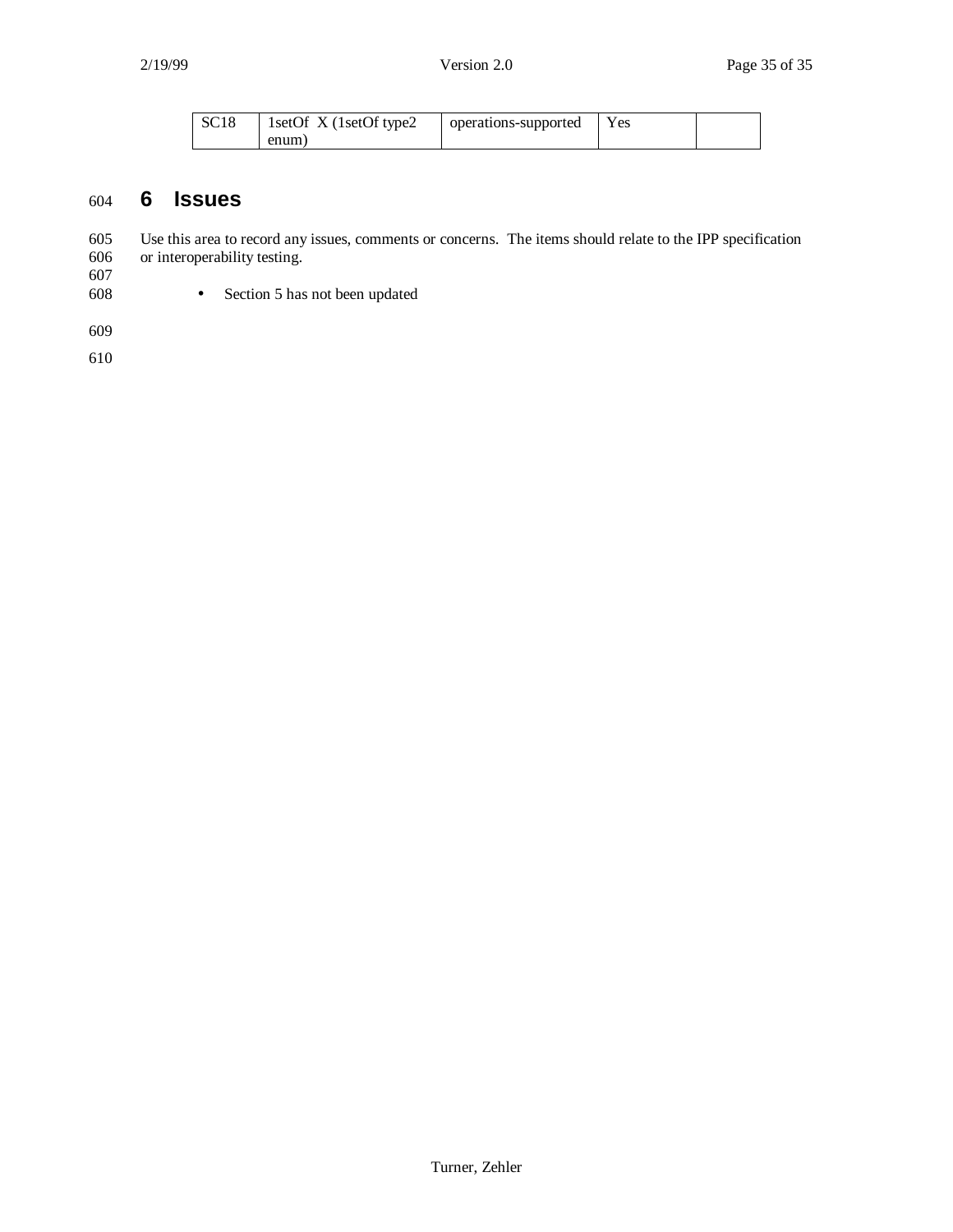| | | | | |
|---|---|---|---|---|
| SC18 | 1setOf X (1setOf type2 enum) | operations-supported | Yes | |

# 6 Issues

Use this area to record any issues, comments or concerns. The items should relate to the IPP specification or interoperability testing.

- Section 5 has not been updated